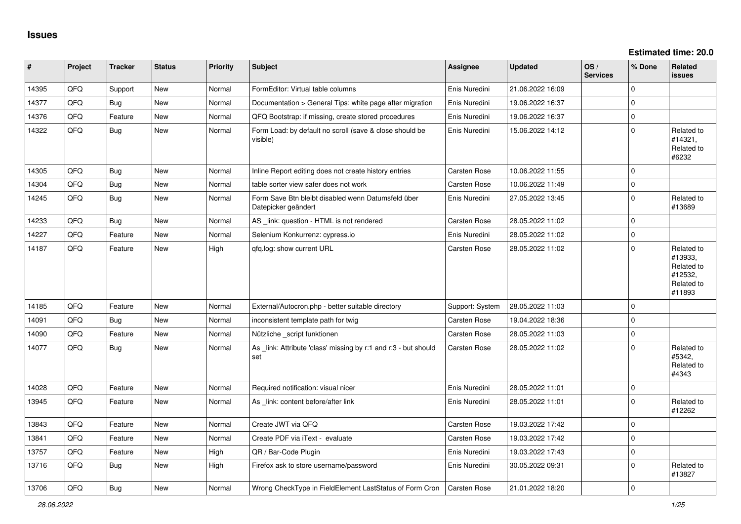# Issues

**Estimated time: 20.0**

| # | Project | Tracker | Status | Priority | Subject | Assignee | Updated | OS / Services | % Done | Related issues |
|---|---|---|---|---|---|---|---|---|---|---|
| 14395 | QFQ | Support | New | Normal | FormEditor: Virtual table columns | Enis Nuredini | 21.06.2022 16:09 | | 0 | |
| 14377 | QFQ | Bug | New | Normal | Documentation > General Tips: white page after migration | Enis Nuredini | 19.06.2022 16:37 | | 0 | |
| 14376 | QFQ | Feature | New | Normal | QFQ Bootstrap: if missing, create stored procedures | Enis Nuredini | 19.06.2022 16:37 | | 0 | |
| 14322 | QFQ | Bug | New | Normal | Form Load: by default no scroll (save & close should be visible) | Enis Nuredini | 15.06.2022 14:12 | | 0 | Related to #14321, Related to #6232 |
| 14305 | QFQ | Bug | New | Normal | Inline Report editing does not create history entries | Carsten Rose | 10.06.2022 11:55 | | 0 | |
| 14304 | QFQ | Bug | New | Normal | table sorter view safer does not work | Carsten Rose | 10.06.2022 11:49 | | 0 | |
| 14245 | QFQ | Bug | New | Normal | Form Save Btn bleibt disabled wenn Datumsfeld über Datepicker geändert | Enis Nuredini | 27.05.2022 13:45 | | 0 | Related to #13689 |
| 14233 | QFQ | Bug | New | Normal | AS _link: question - HTML is not rendered | Carsten Rose | 28.05.2022 11:02 | | 0 | |
| 14227 | QFQ | Feature | New | Normal | Selenium Konkurrenz: cypress.io | Enis Nuredini | 28.05.2022 11:02 | | 0 | |
| 14187 | QFQ | Feature | New | High | qfq.log: show current URL | Carsten Rose | 28.05.2022 11:02 | | 0 | Related to #13933, Related to #12532, Related to #11893 |
| 14185 | QFQ | Feature | New | Normal | External/Autocron.php - better suitable directory | Support: System | 28.05.2022 11:03 | | 0 | |
| 14091 | QFQ | Bug | New | Normal | inconsistent template path for twig | Carsten Rose | 19.04.2022 18:36 | | 0 | |
| 14090 | QFQ | Feature | New | Normal | Nützliche _script funktionen | Carsten Rose | 28.05.2022 11:03 | | 0 | |
| 14077 | QFQ | Bug | New | Normal | As _link: Attribute 'class' missing by r:1 and r:3 - but should set | Carsten Rose | 28.05.2022 11:02 | | 0 | Related to #5342, Related to #4343 |
| 14028 | QFQ | Feature | New | Normal | Required notification: visual nicer | Enis Nuredini | 28.05.2022 11:01 | | 0 | |
| 13945 | QFQ | Feature | New | Normal | As _link: content before/after link | Enis Nuredini | 28.05.2022 11:01 | | 0 | Related to #12262 |
| 13843 | QFQ | Feature | New | Normal | Create JWT via QFQ | Carsten Rose | 19.03.2022 17:42 | | 0 | |
| 13841 | QFQ | Feature | New | Normal | Create PDF via iText - evaluate | Carsten Rose | 19.03.2022 17:42 | | 0 | |
| 13757 | QFQ | Feature | New | High | QR / Bar-Code Plugin | Enis Nuredini | 19.03.2022 17:43 | | 0 | |
| 13716 | QFQ | Bug | New | High | Firefox ask to store username/password | Enis Nuredini | 30.05.2022 09:31 | | 0 | Related to #13827 |
| 13706 | QFQ | Bug | New | Normal | Wrong CheckType in FieldElement LastStatus of Form Cron | Carsten Rose | 21.01.2022 18:20 | | 0 | |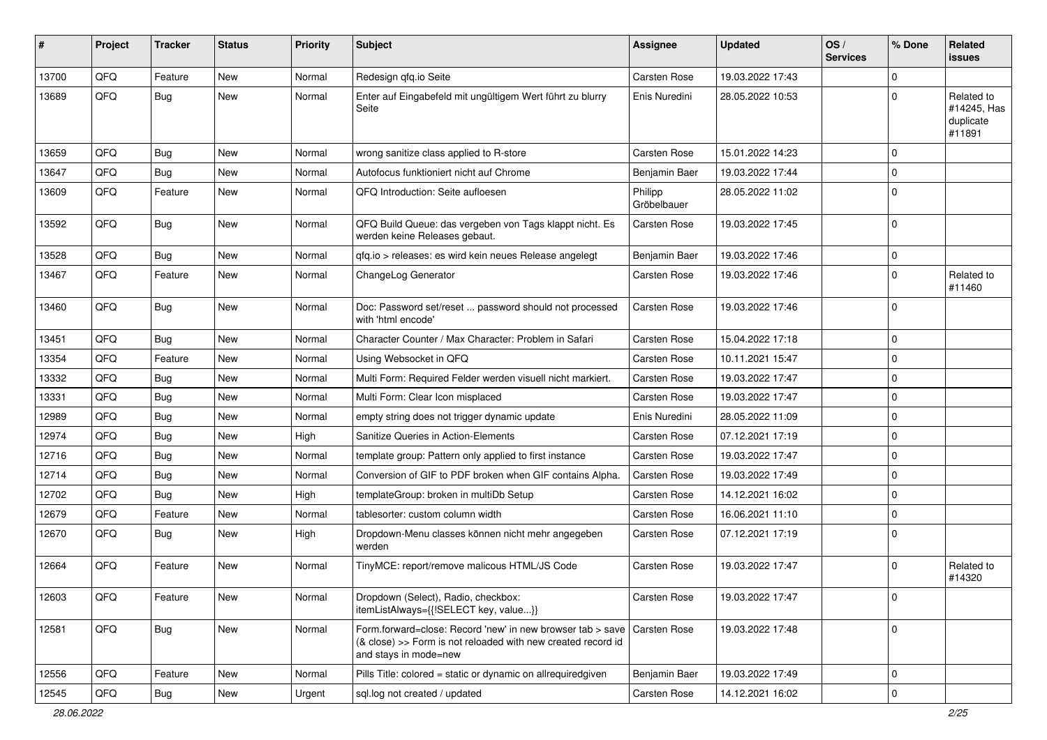| # | Project | Tracker | Status | Priority | Subject | Assignee | Updated | OS / Services | % Done | Related issues |
|---|---|---|---|---|---|---|---|---|---|---|
| 13700 | QFQ | Feature | New | Normal | Redesign qfq.io Seite | Carsten Rose | 19.03.2022 17:43 | | 0 | |
| 13689 | QFQ | Bug | New | Normal | Enter auf Eingabefeld mit ungültigem Wert führt zu blurry Seite | Enis Nuredini | 28.05.2022 10:53 | | 0 | Related to #14245, Has duplicate #11891 |
| 13659 | QFQ | Bug | New | Normal | wrong sanitize class applied to R-store | Carsten Rose | 15.01.2022 14:23 | | 0 | |
| 13647 | QFQ | Bug | New | Normal | Autofocus funktioniert nicht auf Chrome | Benjamin Baer | 19.03.2022 17:44 | | 0 | |
| 13609 | QFQ | Feature | New | Normal | QFQ Introduction: Seite aufloesen | Philipp Gröbelbauer | 28.05.2022 11:02 | | 0 | |
| 13592 | QFQ | Bug | New | Normal | QFQ Build Queue: das vergeben von Tags klappt nicht. Es werden keine Releases gebaut. | Carsten Rose | 19.03.2022 17:45 | | 0 | |
| 13528 | QFQ | Bug | New | Normal | qfq.io > releases: es wird kein neues Release angelegt | Benjamin Baer | 19.03.2022 17:46 | | 0 | |
| 13467 | QFQ | Feature | New | Normal | ChangeLog Generator | Carsten Rose | 19.03.2022 17:46 | | 0 | Related to #11460 |
| 13460 | QFQ | Bug | New | Normal | Doc: Password set/reset ... password should not processed with 'html encode' | Carsten Rose | 19.03.2022 17:46 | | 0 | |
| 13451 | QFQ | Bug | New | Normal | Character Counter / Max Character: Problem in Safari | Carsten Rose | 15.04.2022 17:18 | | 0 | |
| 13354 | QFQ | Feature | New | Normal | Using Websocket in QFQ | Carsten Rose | 10.11.2021 15:47 | | 0 | |
| 13332 | QFQ | Bug | New | Normal | Multi Form: Required Felder werden visuell nicht markiert. | Carsten Rose | 19.03.2022 17:47 | | 0 | |
| 13331 | QFQ | Bug | New | Normal | Multi Form: Clear Icon misplaced | Carsten Rose | 19.03.2022 17:47 | | 0 | |
| 12989 | QFQ | Bug | New | Normal | empty string does not trigger dynamic update | Enis Nuredini | 28.05.2022 11:09 | | 0 | |
| 12974 | QFQ | Bug | New | High | Sanitize Queries in Action-Elements | Carsten Rose | 07.12.2021 17:19 | | 0 | |
| 12716 | QFQ | Bug | New | Normal | template group: Pattern only applied to first instance | Carsten Rose | 19.03.2022 17:47 | | 0 | |
| 12714 | QFQ | Bug | New | Normal | Conversion of GIF to PDF broken when GIF contains Alpha. | Carsten Rose | 19.03.2022 17:49 | | 0 | |
| 12702 | QFQ | Bug | New | High | templateGroup: broken in multiDb Setup | Carsten Rose | 14.12.2021 16:02 | | 0 | |
| 12679 | QFQ | Feature | New | Normal | tablesorter: custom column width | Carsten Rose | 16.06.2021 11:10 | | 0 | |
| 12670 | QFQ | Bug | New | High | Dropdown-Menu classes können nicht mehr angegeben werden | Carsten Rose | 07.12.2021 17:19 | | 0 | |
| 12664 | QFQ | Feature | New | Normal | TinyMCE: report/remove malicous HTML/JS Code | Carsten Rose | 19.03.2022 17:47 | | 0 | Related to #14320 |
| 12603 | QFQ | Feature | New | Normal | Dropdown (Select), Radio, checkbox: itemListAlways={{!SELECT key, value...}} | Carsten Rose | 19.03.2022 17:47 | | 0 | |
| 12581 | QFQ | Bug | New | Normal | Form.forward=close: Record 'new' in new browser tab > save (& close) >> Form is not reloaded with new created record id and stays in mode=new | Carsten Rose | 19.03.2022 17:48 | | 0 | |
| 12556 | QFQ | Feature | New | Normal | Pills Title: colored = static or dynamic on allrequiredgiven | Benjamin Baer | 19.03.2022 17:49 | | 0 | |
| 12545 | QFQ | Bug | New | Urgent | sql.log not created / updated | Carsten Rose | 14.12.2021 16:02 | | 0 | |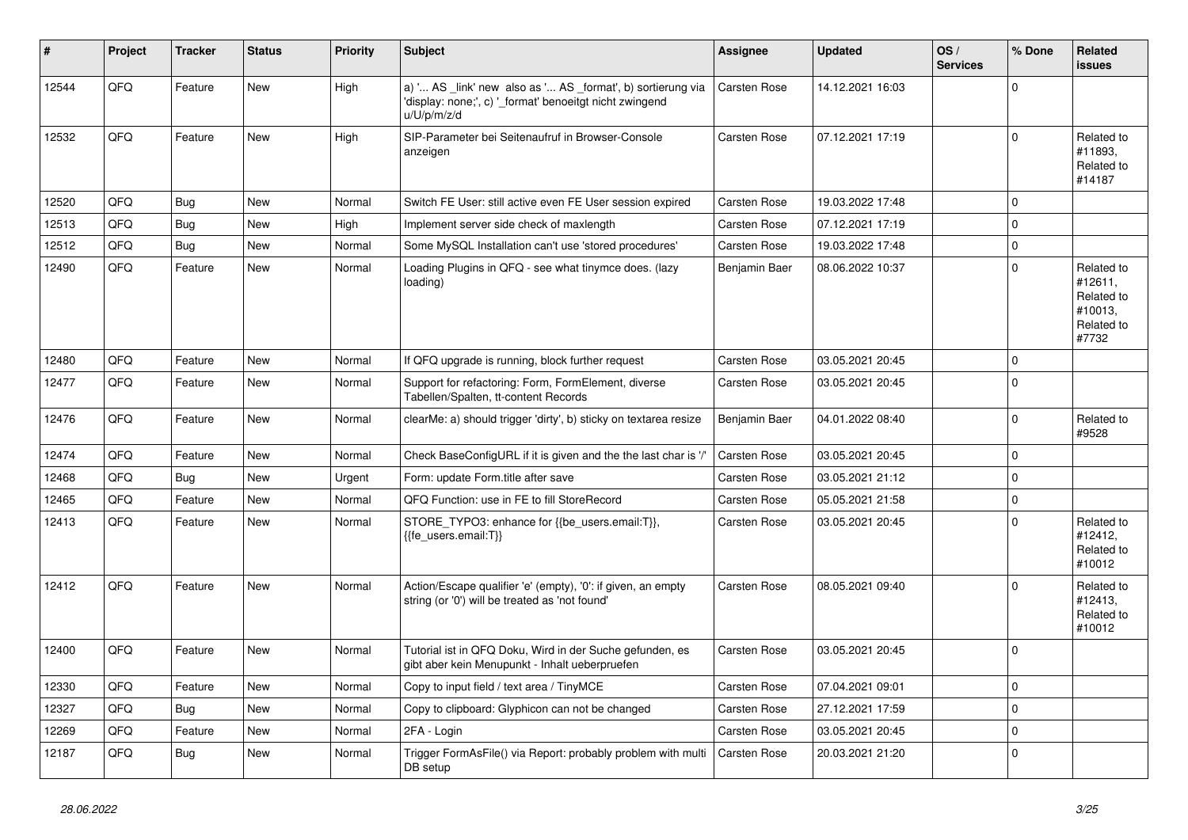| # | Project | Tracker | Status | Priority | Subject | Assignee | Updated | OS / Services | % Done | Related issues |
|---|---|---|---|---|---|---|---|---|---|---|
| 12544 | QFQ | Feature | New | High | a) '... AS _link' new also as '... AS _format', b) sortierung via 'display: none;', c) '_format' benoeitgt nicht zwingend u/U/p/m/z/d | Carsten Rose | 14.12.2021 16:03 | | 0 | |
| 12532 | QFQ | Feature | New | High | SIP-Parameter bei Seitenaufruf in Browser-Console anzeigen | Carsten Rose | 07.12.2021 17:19 | | 0 | Related to #11893, Related to #14187 |
| 12520 | QFQ | Bug | New | Normal | Switch FE User: still active even FE User session expired | Carsten Rose | 19.03.2022 17:48 | | 0 | |
| 12513 | QFQ | Bug | New | High | Implement server side check of maxlength | Carsten Rose | 07.12.2021 17:19 | | 0 | |
| 12512 | QFQ | Bug | New | Normal | Some MySQL Installation can't use 'stored procedures' | Carsten Rose | 19.03.2022 17:48 | | 0 | |
| 12490 | QFQ | Feature | New | Normal | Loading Plugins in QFQ - see what tinymce does. (lazy loading) | Benjamin Baer | 08.06.2022 10:37 | | 0 | Related to #12611, Related to #10013, Related to #7732 |
| 12480 | QFQ | Feature | New | Normal | If QFQ upgrade is running, block further request | Carsten Rose | 03.05.2021 20:45 | | 0 | |
| 12477 | QFQ | Feature | New | Normal | Support for refactoring: Form, FormElement, diverse Tabellen/Spalten, tt-content Records | Carsten Rose | 03.05.2021 20:45 | | 0 | |
| 12476 | QFQ | Feature | New | Normal | clearMe: a) should trigger 'dirty', b) sticky on textarea resize | Benjamin Baer | 04.01.2022 08:40 | | 0 | Related to #9528 |
| 12474 | QFQ | Feature | New | Normal | Check BaseConfigURL if it is given and the the last char is '/' | Carsten Rose | 03.05.2021 20:45 | | 0 | |
| 12468 | QFQ | Bug | New | Urgent | Form: update Form.title after save | Carsten Rose | 03.05.2021 21:12 | | 0 | |
| 12465 | QFQ | Feature | New | Normal | QFQ Function: use in FE to fill StoreRecord | Carsten Rose | 05.05.2021 21:58 | | 0 | |
| 12413 | QFQ | Feature | New | Normal | STORE_TYPO3: enhance for {{be_users.email:T}}, {{fe_users.email:T}} | Carsten Rose | 03.05.2021 20:45 | | 0 | Related to #12412, Related to #10012 |
| 12412 | QFQ | Feature | New | Normal | Action/Escape qualifier 'e' (empty), '0': if given, an empty string (or '0') will be treated as 'not found' | Carsten Rose | 08.05.2021 09:40 | | 0 | Related to #12413, Related to #10012 |
| 12400 | QFQ | Feature | New | Normal | Tutorial ist in QFQ Doku, Wird in der Suche gefunden, es gibt aber kein Menupunkt - Inhalt ueberpruefen | Carsten Rose | 03.05.2021 20:45 | | 0 | |
| 12330 | QFQ | Feature | New | Normal | Copy to input field / text area / TinyMCE | Carsten Rose | 07.04.2021 09:01 | | 0 | |
| 12327 | QFQ | Bug | New | Normal | Copy to clipboard: Glyphicon can not be changed | Carsten Rose | 27.12.2021 17:59 | | 0 | |
| 12269 | QFQ | Feature | New | Normal | 2FA - Login | Carsten Rose | 03.05.2021 20:45 | | 0 | |
| 12187 | QFQ | Bug | New | Normal | Trigger FormAsFile() via Report: probably problem with multi DB setup | Carsten Rose | 20.03.2021 21:20 | | 0 | |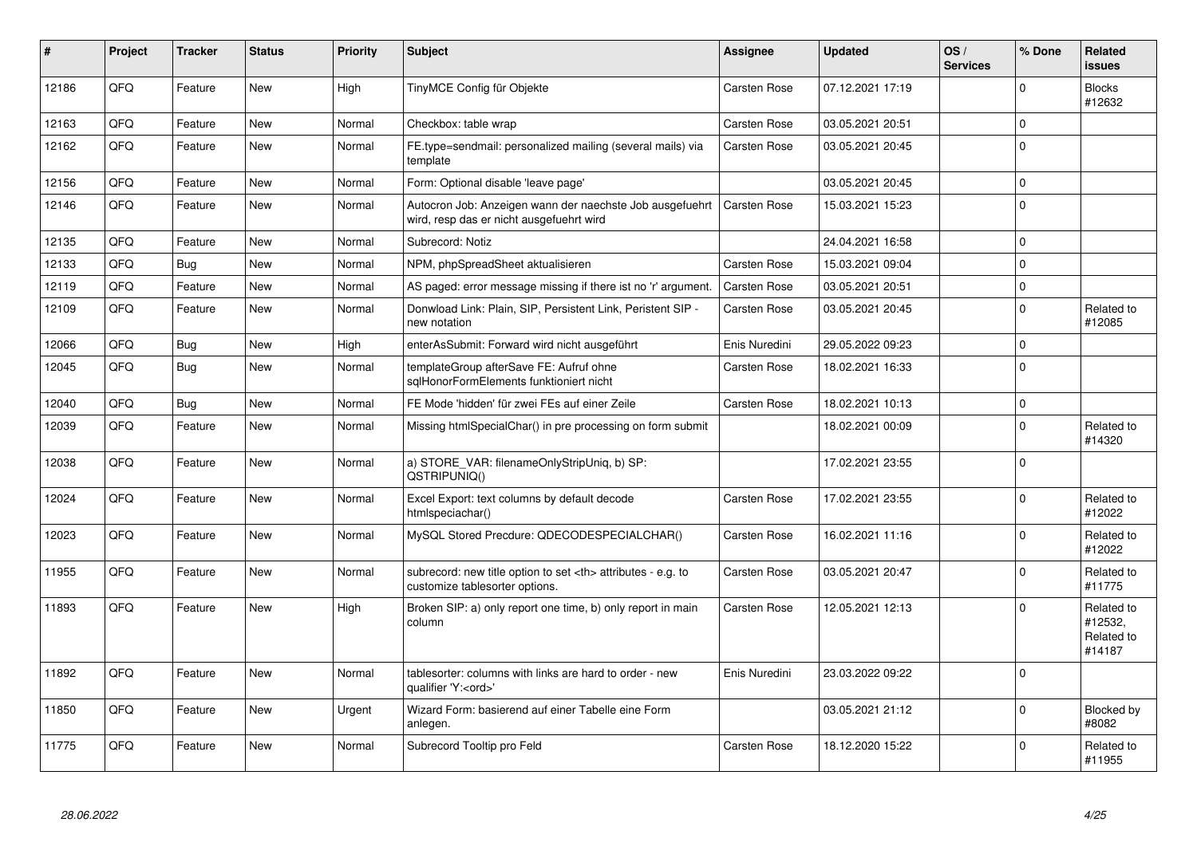| # | Project | Tracker | Status | Priority | Subject | Assignee | Updated | OS / Services | % Done | Related issues |
|---|---|---|---|---|---|---|---|---|---|---|
| 12186 | QFQ | Feature | New | High | TinyMCE Config für Objekte | Carsten Rose | 07.12.2021 17:19 | | 0 | Blocks #12632 |
| 12163 | QFQ | Feature | New | Normal | Checkbox: table wrap | Carsten Rose | 03.05.2021 20:51 | | 0 | |
| 12162 | QFQ | Feature | New | Normal | FE.type=sendmail: personalized mailing (several mails) via template | Carsten Rose | 03.05.2021 20:45 | | 0 | |
| 12156 | QFQ | Feature | New | Normal | Form: Optional disable 'leave page' | | 03.05.2021 20:45 | | 0 | |
| 12146 | QFQ | Feature | New | Normal | Autocron Job: Anzeigen wann der naechste Job ausgefuehrt wird, resp das er nicht ausgefuehrt wird | Carsten Rose | 15.03.2021 15:23 | | 0 | |
| 12135 | QFQ | Feature | New | Normal | Subrecord: Notiz | | 24.04.2021 16:58 | | 0 | |
| 12133 | QFQ | Bug | New | Normal | NPM, phpSpreadSheet aktualisieren | Carsten Rose | 15.03.2021 09:04 | | 0 | |
| 12119 | QFQ | Feature | New | Normal | AS paged: error message missing if there ist no 'r' argument. | Carsten Rose | 03.05.2021 20:51 | | 0 | |
| 12109 | QFQ | Feature | New | Normal | Donwload Link: Plain, SIP, Persistent Link, Peristent SIP - new notation | Carsten Rose | 03.05.2021 20:45 | | 0 | Related to #12085 |
| 12066 | QFQ | Bug | New | High | enterAsSubmit: Forward wird nicht ausgeführt | Enis Nuredini | 29.05.2022 09:23 | | 0 | |
| 12045 | QFQ | Bug | New | Normal | templateGroup afterSave FE: Aufruf ohne sqlHonorFormElements funktioniert nicht | Carsten Rose | 18.02.2021 16:33 | | 0 | |
| 12040 | QFQ | Bug | New | Normal | FE Mode 'hidden' für zwei FEs auf einer Zeile | Carsten Rose | 18.02.2021 10:13 | | 0 | |
| 12039 | QFQ | Feature | New | Normal | Missing htmlSpecialChar() in pre processing on form submit | | 18.02.2021 00:09 | | 0 | Related to #14320 |
| 12038 | QFQ | Feature | New | Normal | a) STORE_VAR: filenameOnlyStripUniq, b) SP: QSTRIPUNIQ() | | 17.02.2021 23:55 | | 0 | |
| 12024 | QFQ | Feature | New | Normal | Excel Export: text columns by default decode htmlspeciachar() | Carsten Rose | 17.02.2021 23:55 | | 0 | Related to #12022 |
| 12023 | QFQ | Feature | New | Normal | MySQL Stored Precdure: QDECODESPECIALCHAR() | Carsten Rose | 16.02.2021 11:16 | | 0 | Related to #12022 |
| 11955 | QFQ | Feature | New | Normal | subrecord: new title option to set <th> attributes - e.g. to customize tablesorter options. | Carsten Rose | 03.05.2021 20:47 | | 0 | Related to #11775 |
| 11893 | QFQ | Feature | New | High | Broken SIP: a) only report one time, b) only report in main column | Carsten Rose | 12.05.2021 12:13 | | 0 | Related to #12532, Related to #14187 |
| 11892 | QFQ | Feature | New | Normal | tablesorter: columns with links are hard to order - new qualifier 'Y:<ord>' | Enis Nuredini | 23.03.2022 09:22 | | 0 | |
| 11850 | QFQ | Feature | New | Urgent | Wizard Form: basierend auf einer Tabelle eine Form anlegen. | | 03.05.2021 21:12 | | 0 | Blocked by #8082 |
| 11775 | QFQ | Feature | New | Normal | Subrecord Tooltip pro Feld | Carsten Rose | 18.12.2020 15:22 | | 0 | Related to #11955 |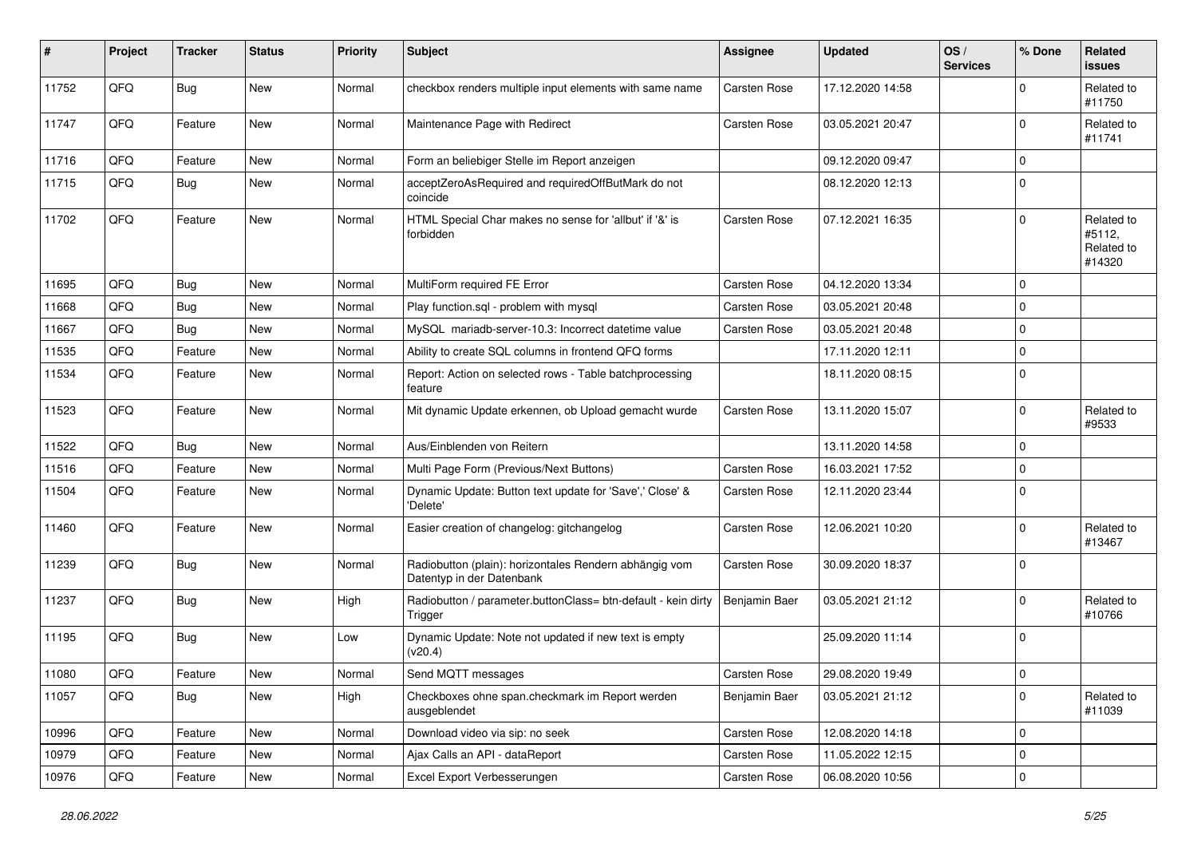| # | Project | Tracker | Status | Priority | Subject | Assignee | Updated | OS / Services | % Done | Related issues |
|---|---|---|---|---|---|---|---|---|---|---|
| 11752 | QFQ | Bug | New | Normal | checkbox renders multiple input elements with same name | Carsten Rose | 17.12.2020 14:58 | | 0 | Related to #11750 |
| 11747 | QFQ | Feature | New | Normal | Maintenance Page with Redirect | Carsten Rose | 03.05.2021 20:47 | | 0 | Related to #11741 |
| 11716 | QFQ | Feature | New | Normal | Form an beliebiger Stelle im Report anzeigen | | 09.12.2020 09:47 | | 0 | |
| 11715 | QFQ | Bug | New | Normal | acceptZeroAsRequired and requiredOffButMark do not coincide | | 08.12.2020 12:13 | | 0 | |
| 11702 | QFQ | Feature | New | Normal | HTML Special Char makes no sense for 'allbut' if '&' is forbidden | Carsten Rose | 07.12.2021 16:35 | | 0 | Related to #5112, Related to #14320 |
| 11695 | QFQ | Bug | New | Normal | MultiForm required FE Error | Carsten Rose | 04.12.2020 13:34 | | 0 | |
| 11668 | QFQ | Bug | New | Normal | Play function.sql - problem with mysql | Carsten Rose | 03.05.2021 20:48 | | 0 | |
| 11667 | QFQ | Bug | New | Normal | MySQL mariadb-server-10.3: Incorrect datetime value | Carsten Rose | 03.05.2021 20:48 | | 0 | |
| 11535 | QFQ | Feature | New | Normal | Ability to create SQL columns in frontend QFQ forms | | 17.11.2020 12:11 | | 0 | |
| 11534 | QFQ | Feature | New | Normal | Report: Action on selected rows - Table batchprocessing feature | | 18.11.2020 08:15 | | 0 | |
| 11523 | QFQ | Feature | New | Normal | Mit dynamic Update erkennen, ob Upload gemacht wurde | Carsten Rose | 13.11.2020 15:07 | | 0 | Related to #9533 |
| 11522 | QFQ | Bug | New | Normal | Aus/Einblenden von Reitern | | 13.11.2020 14:58 | | 0 | |
| 11516 | QFQ | Feature | New | Normal | Multi Page Form (Previous/Next Buttons) | Carsten Rose | 16.03.2021 17:52 | | 0 | |
| 11504 | QFQ | Feature | New | Normal | Dynamic Update: Button text update for 'Save',' Close' & 'Delete' | Carsten Rose | 12.11.2020 23:44 | | 0 | |
| 11460 | QFQ | Feature | New | Normal | Easier creation of changelog: gitchangelog | Carsten Rose | 12.06.2021 10:20 | | 0 | Related to #13467 |
| 11239 | QFQ | Bug | New | Normal | Radiobutton (plain): horizontales Rendern abhängig vom Datentyp in der Datenbank | Carsten Rose | 30.09.2020 18:37 | | 0 | |
| 11237 | QFQ | Bug | New | High | Radiobutton / parameter.buttonClass= btn-default - kein dirty Trigger | Benjamin Baer | 03.05.2021 21:12 | | 0 | Related to #10766 |
| 11195 | QFQ | Bug | New | Low | Dynamic Update: Note not updated if new text is empty (v20.4) | | 25.09.2020 11:14 | | 0 | |
| 11080 | QFQ | Feature | New | Normal | Send MQTT messages | Carsten Rose | 29.08.2020 19:49 | | 0 | |
| 11057 | QFQ | Bug | New | High | Checkboxes ohne span.checkmark im Report werden ausgeblendet | Benjamin Baer | 03.05.2021 21:12 | | 0 | Related to #11039 |
| 10996 | QFQ | Feature | New | Normal | Download video via sip: no seek | Carsten Rose | 12.08.2020 14:18 | | 0 | |
| 10979 | QFQ | Feature | New | Normal | Ajax Calls an API - dataReport | Carsten Rose | 11.05.2022 12:15 | | 0 | |
| 10976 | QFQ | Feature | New | Normal | Excel Export Verbesserungen | Carsten Rose | 06.08.2020 10:56 | | 0 | |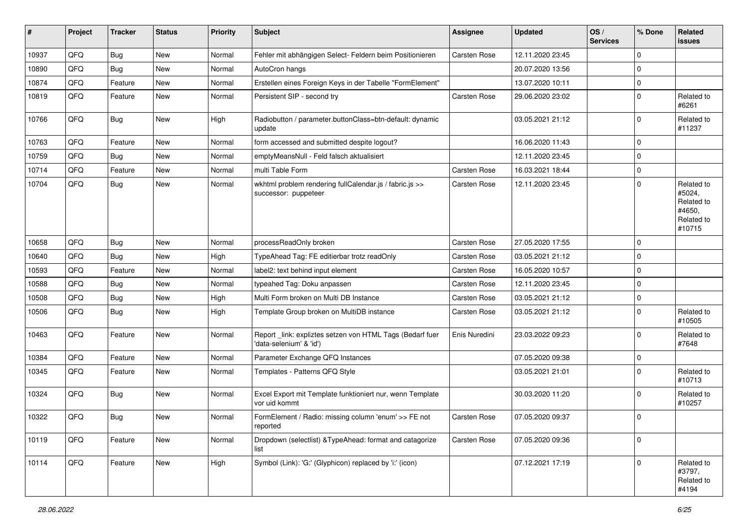| # | Project | Tracker | Status | Priority | Subject | Assignee | Updated | OS / Services | % Done | Related issues |
|---|---|---|---|---|---|---|---|---|---|---|
| 10937 | QFQ | Bug | New | Normal | Fehler mit abhängigen Select- Feldern beim Positionieren | Carsten Rose | 12.11.2020 23:45 | | 0 | |
| 10890 | QFQ | Bug | New | Normal | AutoCron hangs | | 20.07.2020 13:56 | | 0 | |
| 10874 | QFQ | Feature | New | Normal | Erstellen eines Foreign Keys in der Tabelle "FormElement" | | 13.07.2020 10:11 | | 0 | |
| 10819 | QFQ | Feature | New | Normal | Persistent SIP - second try | Carsten Rose | 29.06.2020 23:02 | | 0 | Related to #6261 |
| 10766 | QFQ | Bug | New | High | Radiobutton / parameter.buttonClass=btn-default: dynamic update | | 03.05.2021 21:12 | | 0 | Related to #11237 |
| 10763 | QFQ | Feature | New | Normal | form accessed and submitted despite logout? | | 16.06.2020 11:43 | | 0 | |
| 10759 | QFQ | Bug | New | Normal | emptyMeansNull - Feld falsch aktualisiert | | 12.11.2020 23:45 | | 0 | |
| 10714 | QFQ | Feature | New | Normal | multi Table Form | Carsten Rose | 16.03.2021 18:44 | | 0 | |
| 10704 | QFQ | Bug | New | Normal | wkhtml problem rendering fullCalendar.js / fabric.js >> successor: puppeteer | Carsten Rose | 12.11.2020 23:45 | | 0 | Related to #5024, Related to #4650, Related to #10715 |
| 10658 | QFQ | Bug | New | Normal | processReadOnly broken | Carsten Rose | 27.05.2020 17:55 | | 0 | |
| 10640 | QFQ | Bug | New | High | TypeAhead Tag: FE editierbar trotz readOnly | Carsten Rose | 03.05.2021 21:12 | | 0 | |
| 10593 | QFQ | Feature | New | Normal | label2: text behind input element | Carsten Rose | 16.05.2020 10:57 | | 0 | |
| 10588 | QFQ | Bug | New | Normal | typeahed Tag: Doku anpassen | Carsten Rose | 12.11.2020 23:45 | | 0 | |
| 10508 | QFQ | Bug | New | High | Multi Form broken on Multi DB Instance | Carsten Rose | 03.05.2021 21:12 | | 0 | |
| 10506 | QFQ | Bug | New | High | Template Group broken on MultiDB instance | Carsten Rose | 03.05.2021 21:12 | | 0 | Related to #10505 |
| 10463 | QFQ | Feature | New | Normal | Report _link: expliztes setzen von HTML Tags (Bedarf fuer 'data-selenium' & 'id') | Enis Nuredini | 23.03.2022 09:23 | | 0 | Related to #7648 |
| 10384 | QFQ | Feature | New | Normal | Parameter Exchange QFQ Instances | | 07.05.2020 09:38 | | 0 | |
| 10345 | QFQ | Feature | New | Normal | Templates - Patterns QFQ Style | | 03.05.2021 21:01 | | 0 | Related to #10713 |
| 10324 | QFQ | Bug | New | Normal | Excel Export mit Template funktioniert nur, wenn Template vor uid kommt | | 30.03.2020 11:20 | | 0 | Related to #10257 |
| 10322 | QFQ | Bug | New | Normal | FormElement / Radio: missing column 'enum' >> FE not reported | Carsten Rose | 07.05.2020 09:37 | | 0 | |
| 10119 | QFQ | Feature | New | Normal | Dropdown (selectlist) &TypeAhead: format and catagorize list | Carsten Rose | 07.05.2020 09:36 | | 0 | |
| 10114 | QFQ | Feature | New | High | Symbol (Link): 'G:' (Glyphicon) replaced by 'i:' (icon) | | 07.12.2021 17:19 | | 0 | Related to #3797, Related to #4194 |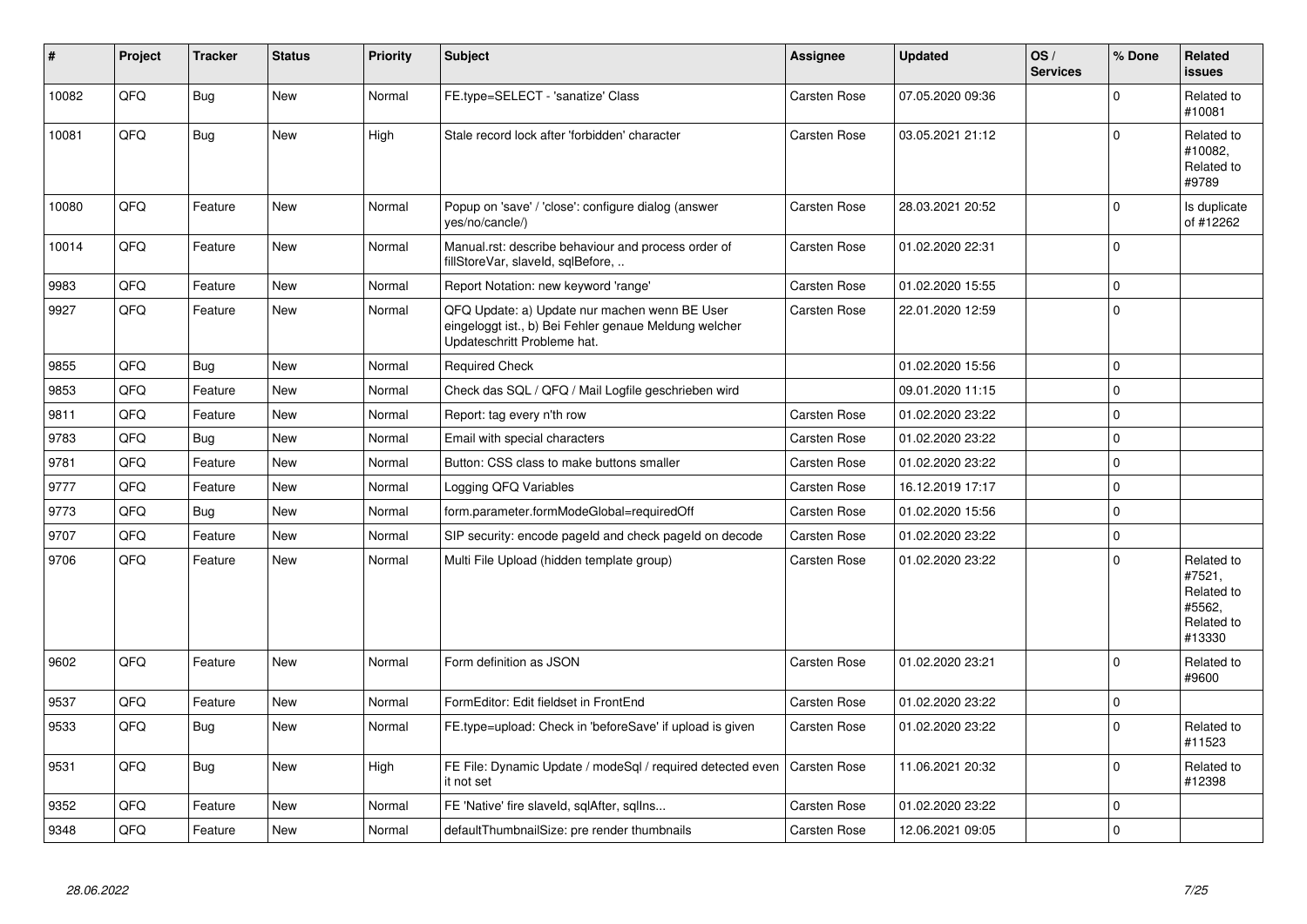| # | Project | Tracker | Status | Priority | Subject | Assignee | Updated | OS / Services | % Done | Related issues |
|---|---|---|---|---|---|---|---|---|---|---|
| 10082 | QFQ | Bug | New | Normal | FE.type=SELECT - 'sanatize' Class | Carsten Rose | 07.05.2020 09:36 | | 0 | Related to #10081 |
| 10081 | QFQ | Bug | New | High | Stale record lock after 'forbidden' character | Carsten Rose | 03.05.2021 21:12 | | 0 | Related to #10082, Related to #9789 |
| 10080 | QFQ | Feature | New | Normal | Popup on 'save' / 'close': configure dialog (answer yes/no/cancle/) | Carsten Rose | 28.03.2021 20:52 | | 0 | Is duplicate of #12262 |
| 10014 | QFQ | Feature | New | Normal | Manual.rst: describe behaviour and process order of fillStoreVar, slaveId, sqlBefore, .. | Carsten Rose | 01.02.2020 22:31 | | 0 | |
| 9983 | QFQ | Feature | New | Normal | Report Notation: new keyword 'range' | Carsten Rose | 01.02.2020 15:55 | | 0 | |
| 9927 | QFQ | Feature | New | Normal | QFQ Update: a) Update nur machen wenn BE User eingeloggt ist., b) Bei Fehler genaue Meldung welcher Updateschritt Probleme hat. | Carsten Rose | 22.01.2020 12:59 | | 0 | |
| 9855 | QFQ | Bug | New | Normal | Required Check | | 01.02.2020 15:56 | | 0 | |
| 9853 | QFQ | Feature | New | Normal | Check das SQL / QFQ / Mail Logfile geschrieben wird | | 09.01.2020 11:15 | | 0 | |
| 9811 | QFQ | Feature | New | Normal | Report: tag every n'th row | Carsten Rose | 01.02.2020 23:22 | | 0 | |
| 9783 | QFQ | Bug | New | Normal | Email with special characters | Carsten Rose | 01.02.2020 23:22 | | 0 | |
| 9781 | QFQ | Feature | New | Normal | Button: CSS class to make buttons smaller | Carsten Rose | 01.02.2020 23:22 | | 0 | |
| 9777 | QFQ | Feature | New | Normal | Logging QFQ Variables | Carsten Rose | 16.12.2019 17:17 | | 0 | |
| 9773 | QFQ | Bug | New | Normal | form.parameter.formModeGlobal=requiredOff | Carsten Rose | 01.02.2020 15:56 | | 0 | |
| 9707 | QFQ | Feature | New | Normal | SIP security: encode pageId and check pageId on decode | Carsten Rose | 01.02.2020 23:22 | | 0 | |
| 9706 | QFQ | Feature | New | Normal | Multi File Upload (hidden template group) | Carsten Rose | 01.02.2020 23:22 | | 0 | Related to #7521, Related to #5562, Related to #13330 |
| 9602 | QFQ | Feature | New | Normal | Form definition as JSON | Carsten Rose | 01.02.2020 23:21 | | 0 | Related to #9600 |
| 9537 | QFQ | Feature | New | Normal | FormEditor: Edit fieldset in FrontEnd | Carsten Rose | 01.02.2020 23:22 | | 0 | |
| 9533 | QFQ | Bug | New | Normal | FE.type=upload: Check in 'beforeSave' if upload is given | Carsten Rose | 01.02.2020 23:22 | | 0 | Related to #11523 |
| 9531 | QFQ | Bug | New | High | FE File: Dynamic Update / modeSql / required detected even it not set | Carsten Rose | 11.06.2021 20:32 | | 0 | Related to #12398 |
| 9352 | QFQ | Feature | New | Normal | FE 'Native' fire slaveId, sqlAfter, sqlIns... | Carsten Rose | 01.02.2020 23:22 | | 0 | |
| 9348 | QFQ | Feature | New | Normal | defaultThumbnailSize: pre render thumbnails | Carsten Rose | 12.06.2021 09:05 | | 0 | |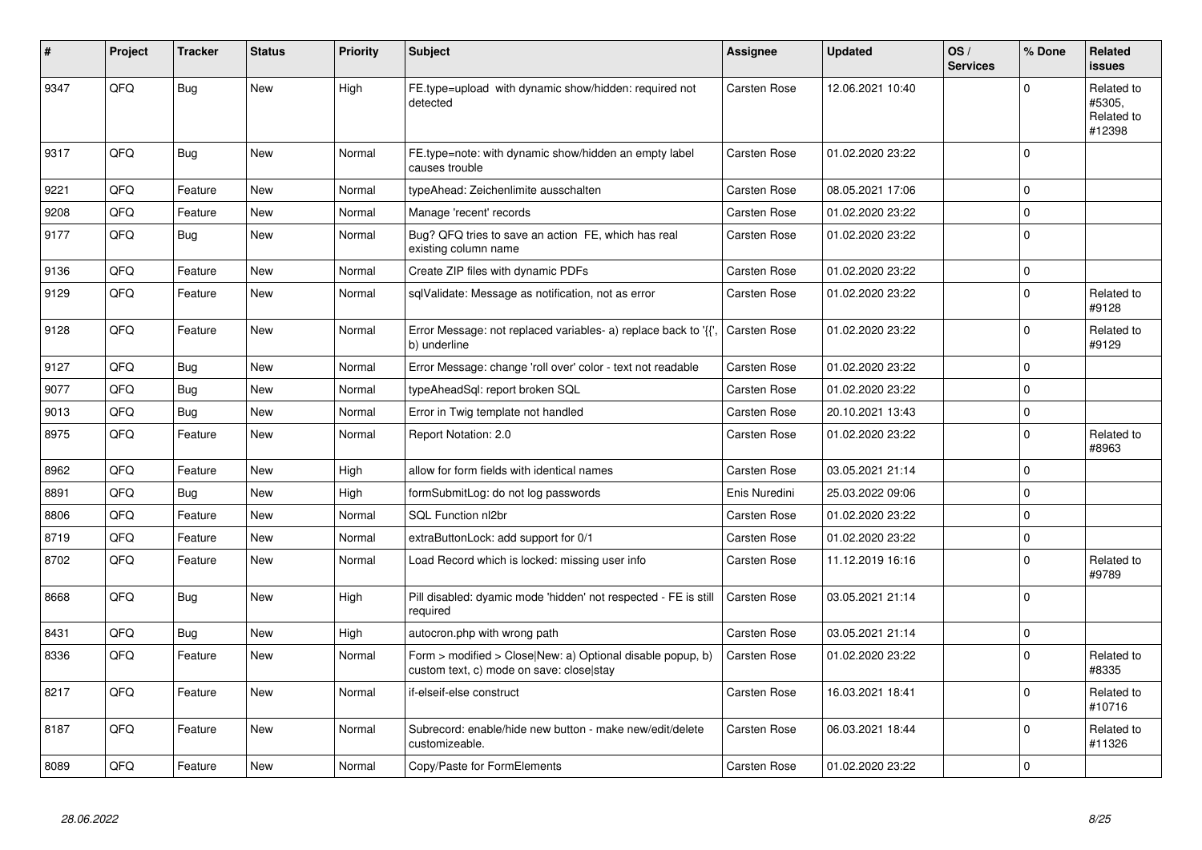| # | Project | Tracker | Status | Priority | Subject | Assignee | Updated | OS / Services | % Done | Related issues |
|---|---|---|---|---|---|---|---|---|---|---|
| 9347 | QFQ | Bug | New | High | FE.type=upload with dynamic show/hidden: required not detected | Carsten Rose | 12.06.2021 10:40 | | 0 | Related to #5305, Related to #12398 |
| 9317 | QFQ | Bug | New | Normal | FE.type=note: with dynamic show/hidden an empty label causes trouble | Carsten Rose | 01.02.2020 23:22 | | 0 | |
| 9221 | QFQ | Feature | New | Normal | typeAhead: Zeichenlimite ausschalten | Carsten Rose | 08.05.2021 17:06 | | 0 | |
| 9208 | QFQ | Feature | New | Normal | Manage 'recent' records | Carsten Rose | 01.02.2020 23:22 | | 0 | |
| 9177 | QFQ | Bug | New | Normal | Bug? QFQ tries to save an action FE, which has real existing column name | Carsten Rose | 01.02.2020 23:22 | | 0 | |
| 9136 | QFQ | Feature | New | Normal | Create ZIP files with dynamic PDFs | Carsten Rose | 01.02.2020 23:22 | | 0 | |
| 9129 | QFQ | Feature | New | Normal | sqlValidate: Message as notification, not as error | Carsten Rose | 01.02.2020 23:22 | | 0 | Related to #9128 |
| 9128 | QFQ | Feature | New | Normal | Error Message: not replaced variables- a) replace back to '{{', b) underline | Carsten Rose | 01.02.2020 23:22 | | 0 | Related to #9129 |
| 9127 | QFQ | Bug | New | Normal | Error Message: change 'roll over' color - text not readable | Carsten Rose | 01.02.2020 23:22 | | 0 | |
| 9077 | QFQ | Bug | New | Normal | typeAheadSql: report broken SQL | Carsten Rose | 01.02.2020 23:22 | | 0 | |
| 9013 | QFQ | Bug | New | Normal | Error in Twig template not handled | Carsten Rose | 20.10.2021 13:43 | | 0 | |
| 8975 | QFQ | Feature | New | Normal | Report Notation: 2.0 | Carsten Rose | 01.02.2020 23:22 | | 0 | Related to #8963 |
| 8962 | QFQ | Feature | New | High | allow for form fields with identical names | Carsten Rose | 03.05.2021 21:14 | | 0 | |
| 8891 | QFQ | Bug | New | High | formSubmitLog: do not log passwords | Enis Nuredini | 25.03.2022 09:06 | | 0 | |
| 8806 | QFQ | Feature | New | Normal | SQL Function nl2br | Carsten Rose | 01.02.2020 23:22 | | 0 | |
| 8719 | QFQ | Feature | New | Normal | extraButtonLock: add support for 0/1 | Carsten Rose | 01.02.2020 23:22 | | 0 | |
| 8702 | QFQ | Feature | New | Normal | Load Record which is locked: missing user info | Carsten Rose | 11.12.2019 16:16 | | 0 | Related to #9789 |
| 8668 | QFQ | Bug | New | High | Pill disabled: dyamic mode 'hidden' not respected - FE is still required | Carsten Rose | 03.05.2021 21:14 | | 0 | |
| 8431 | QFQ | Bug | New | High | autocron.php with wrong path | Carsten Rose | 03.05.2021 21:14 | | 0 | |
| 8336 | QFQ | Feature | New | Normal | Form > modified > Close\|New: a) Optional disable popup, b) custom text, c) mode on save: close\|stay | Carsten Rose | 01.02.2020 23:22 | | 0 | Related to #8335 |
| 8217 | QFQ | Feature | New | Normal | if-elseif-else construct | Carsten Rose | 16.03.2021 18:41 | | 0 | Related to #10716 |
| 8187 | QFQ | Feature | New | Normal | Subrecord: enable/hide new button - make new/edit/delete customizeable. | Carsten Rose | 06.03.2021 18:44 | | 0 | Related to #11326 |
| 8089 | QFQ | Feature | New | Normal | Copy/Paste for FormElements | Carsten Rose | 01.02.2020 23:22 | | 0 | |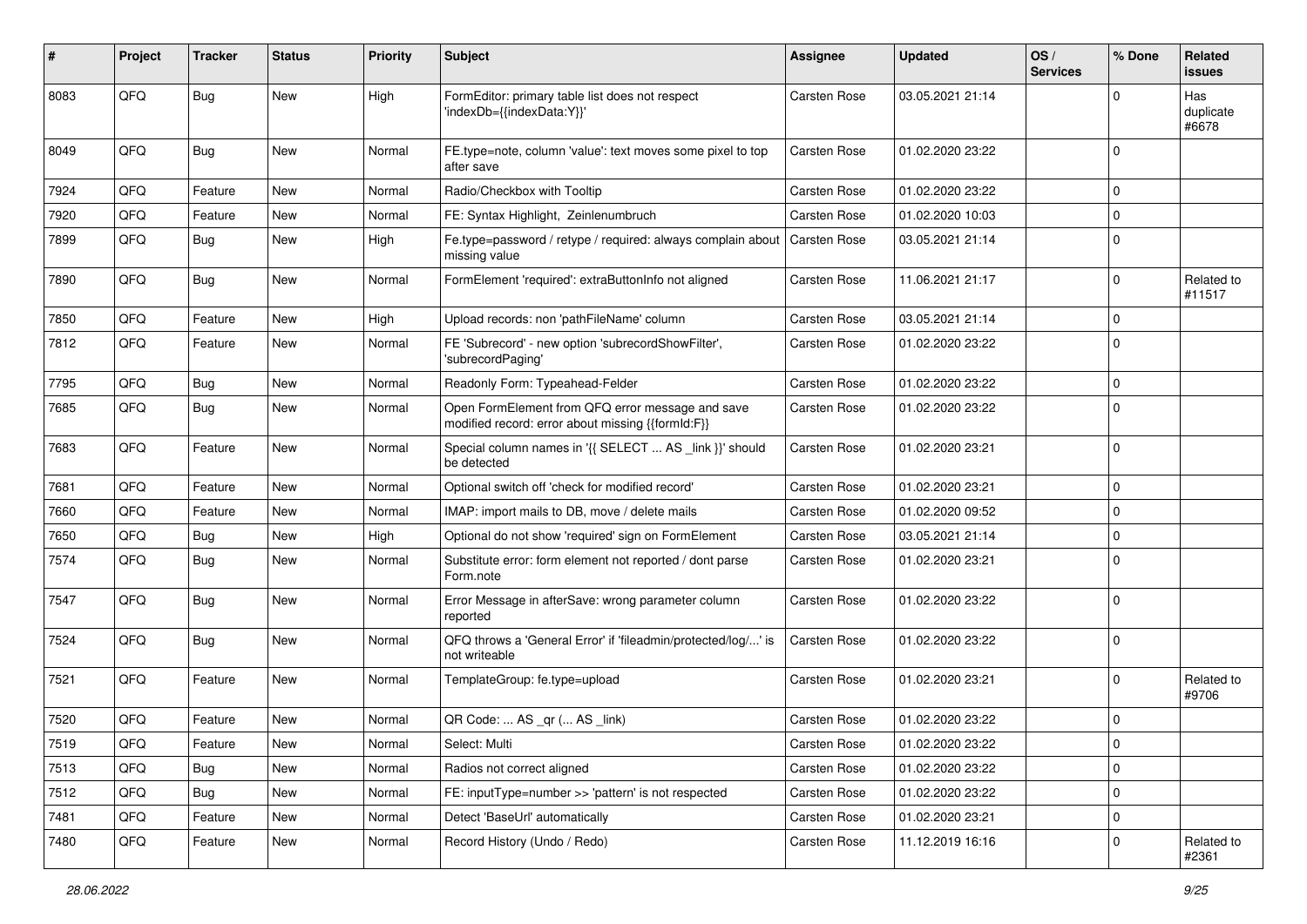| # | Project | Tracker | Status | Priority | Subject | Assignee | Updated | OS / Services | % Done | Related issues |
|---|---|---|---|---|---|---|---|---|---|---|
| 8083 | QFQ | Bug | New | High | FormEditor: primary table list does not respect 'indexDb={{indexData:Y}}' | Carsten Rose | 03.05.2021 21:14 | | 0 | Has duplicate #6678 |
| 8049 | QFQ | Bug | New | Normal | FE.type=note, column 'value': text moves some pixel to top after save | Carsten Rose | 01.02.2020 23:22 | | 0 | |
| 7924 | QFQ | Feature | New | Normal | Radio/Checkbox with Tooltip | Carsten Rose | 01.02.2020 23:22 | | 0 | |
| 7920 | QFQ | Feature | New | Normal | FE: Syntax Highlight, Zeinlenumbruch | Carsten Rose | 01.02.2020 10:03 | | 0 | |
| 7899 | QFQ | Bug | New | High | Fe.type=password / retype / required: always complain about missing value | Carsten Rose | 03.05.2021 21:14 | | 0 | |
| 7890 | QFQ | Bug | New | Normal | FormElement 'required': extraButtonInfo not aligned | Carsten Rose | 11.06.2021 21:17 | | 0 | Related to #11517 |
| 7850 | QFQ | Feature | New | High | Upload records: non 'pathFileName' column | Carsten Rose | 03.05.2021 21:14 | | 0 | |
| 7812 | QFQ | Feature | New | Normal | FE 'Subrecord' - new option 'subrecordShowFilter', 'subrecordPaging' | Carsten Rose | 01.02.2020 23:22 | | 0 | |
| 7795 | QFQ | Bug | New | Normal | Readonly Form: Typeahead-Felder | Carsten Rose | 01.02.2020 23:22 | | 0 | |
| 7685 | QFQ | Bug | New | Normal | Open FormElement from QFQ error message and save modified record: error about missing {{formId:F}} | Carsten Rose | 01.02.2020 23:22 | | 0 | |
| 7683 | QFQ | Feature | New | Normal | Special column names in '{{ SELECT ... AS _link }}' should be detected | Carsten Rose | 01.02.2020 23:21 | | 0 | |
| 7681 | QFQ | Feature | New | Normal | Optional switch off 'check for modified record' | Carsten Rose | 01.02.2020 23:21 | | 0 | |
| 7660 | QFQ | Feature | New | Normal | IMAP: import mails to DB, move / delete mails | Carsten Rose | 01.02.2020 09:52 | | 0 | |
| 7650 | QFQ | Bug | New | High | Optional do not show 'required' sign on FormElement | Carsten Rose | 03.05.2021 21:14 | | 0 | |
| 7574 | QFQ | Bug | New | Normal | Substitute error: form element not reported / dont parse Form.note | Carsten Rose | 01.02.2020 23:21 | | 0 | |
| 7547 | QFQ | Bug | New | Normal | Error Message in afterSave: wrong parameter column reported | Carsten Rose | 01.02.2020 23:22 | | 0 | |
| 7524 | QFQ | Bug | New | Normal | QFQ throws a 'General Error' if 'fileadmin/protected/log/...' is not writeable | Carsten Rose | 01.02.2020 23:22 | | 0 | |
| 7521 | QFQ | Feature | New | Normal | TemplateGroup: fe.type=upload | Carsten Rose | 01.02.2020 23:21 | | 0 | Related to #9706 |
| 7520 | QFQ | Feature | New | Normal | QR Code: ... AS _qr (... AS _link) | Carsten Rose | 01.02.2020 23:22 | | 0 | |
| 7519 | QFQ | Feature | New | Normal | Select: Multi | Carsten Rose | 01.02.2020 23:22 | | 0 | |
| 7513 | QFQ | Bug | New | Normal | Radios not correct aligned | Carsten Rose | 01.02.2020 23:22 | | 0 | |
| 7512 | QFQ | Bug | New | Normal | FE: inputType=number >> 'pattern' is not respected | Carsten Rose | 01.02.2020 23:22 | | 0 | |
| 7481 | QFQ | Feature | New | Normal | Detect 'BaseUrl' automatically | Carsten Rose | 01.02.2020 23:21 | | 0 | |
| 7480 | QFQ | Feature | New | Normal | Record History (Undo / Redo) | Carsten Rose | 11.12.2019 16:16 | | 0 | Related to #2361 |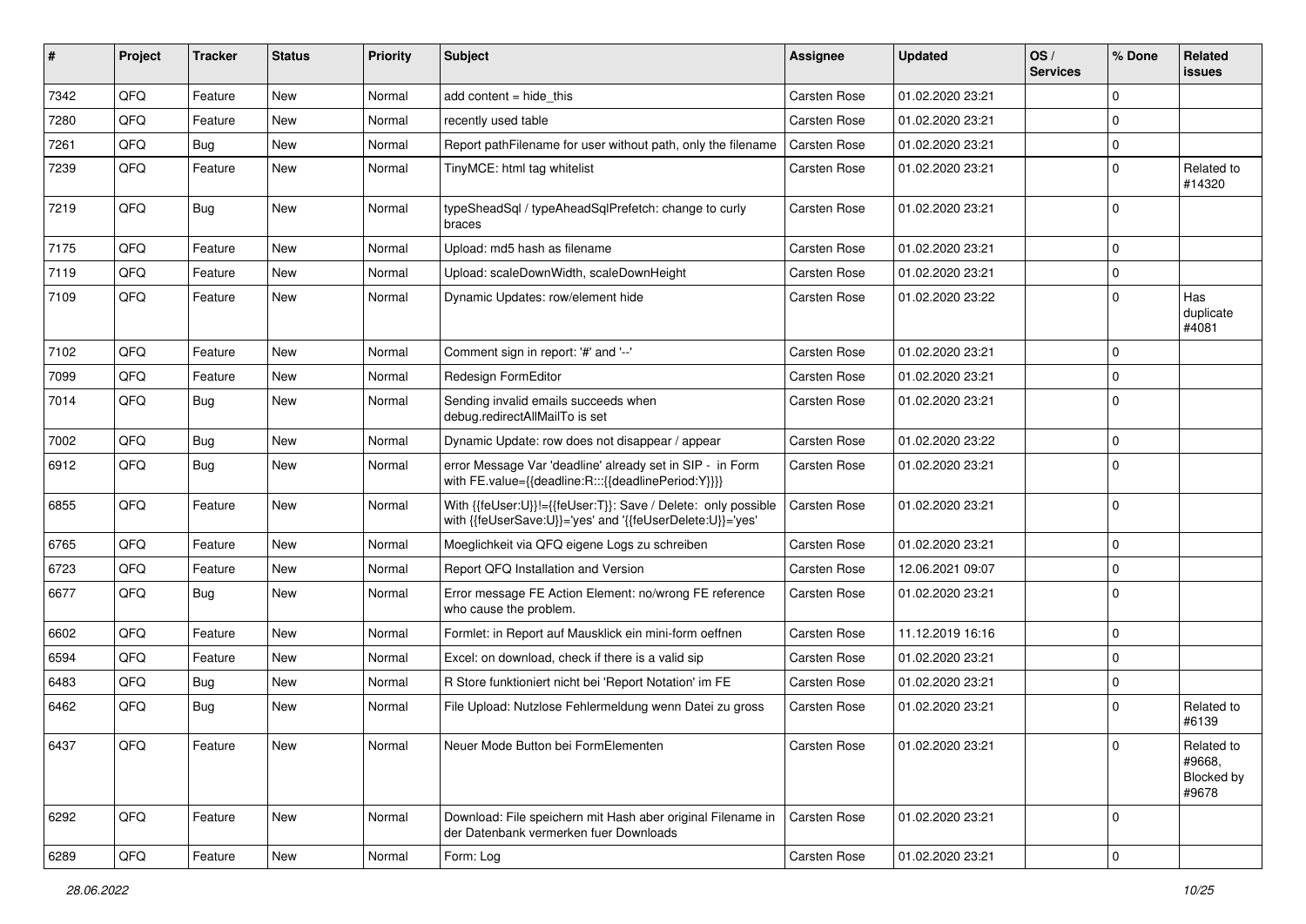| # | Project | Tracker | Status | Priority | Subject | Assignee | Updated | OS / Services | % Done | Related issues |
|---|---|---|---|---|---|---|---|---|---|---|
| 7342 | QFQ | Feature | New | Normal | add content = hide_this | Carsten Rose | 01.02.2020 23:21 | | 0 | |
| 7280 | QFQ | Feature | New | Normal | recently used table | Carsten Rose | 01.02.2020 23:21 | | 0 | |
| 7261 | QFQ | Bug | New | Normal | Report pathFilename for user without path, only the filename | Carsten Rose | 01.02.2020 23:21 | | 0 | |
| 7239 | QFQ | Feature | New | Normal | TinyMCE: html tag whitelist | Carsten Rose | 01.02.2020 23:21 | | 0 | Related to #14320 |
| 7219 | QFQ | Bug | New | Normal | typeSheadSql / typeAheadSqlPrefetch: change to curly braces | Carsten Rose | 01.02.2020 23:21 | | 0 | |
| 7175 | QFQ | Feature | New | Normal | Upload: md5 hash as filename | Carsten Rose | 01.02.2020 23:21 | | 0 | |
| 7119 | QFQ | Feature | New | Normal | Upload: scaleDownWidth, scaleDownHeight | Carsten Rose | 01.02.2020 23:21 | | 0 | |
| 7109 | QFQ | Feature | New | Normal | Dynamic Updates: row/element hide | Carsten Rose | 01.02.2020 23:22 | | 0 | Has duplicate #4081 |
| 7102 | QFQ | Feature | New | Normal | Comment sign in report: '#' and '--' | Carsten Rose | 01.02.2020 23:21 | | 0 | |
| 7099 | QFQ | Feature | New | Normal | Redesign FormEditor | Carsten Rose | 01.02.2020 23:21 | | 0 | |
| 7014 | QFQ | Bug | New | Normal | Sending invalid emails succeeds when debug.redirectAllMailTo is set | Carsten Rose | 01.02.2020 23:21 | | 0 | |
| 7002 | QFQ | Bug | New | Normal | Dynamic Update: row does not disappear / appear | Carsten Rose | 01.02.2020 23:22 | | 0 | |
| 6912 | QFQ | Bug | New | Normal | error Message Var 'deadline' already set in SIP - in Form with FE.value={{deadline:R:::{{deadlinePeriod:Y}}}} | Carsten Rose | 01.02.2020 23:21 | | 0 | |
| 6855 | QFQ | Feature | New | Normal | With {{feUser:U}}!={{feUser:T}}: Save / Delete: only possible with {{feUserSave:U}}='yes' and '{{feUserDelete:U}}='yes' | Carsten Rose | 01.02.2020 23:21 | | 0 | |
| 6765 | QFQ | Feature | New | Normal | Moeglichkeit via QFQ eigene Logs zu schreiben | Carsten Rose | 01.02.2020 23:21 | | 0 | |
| 6723 | QFQ | Feature | New | Normal | Report QFQ Installation and Version | Carsten Rose | 12.06.2021 09:07 | | 0 | |
| 6677 | QFQ | Bug | New | Normal | Error message FE Action Element: no/wrong FE reference who cause the problem. | Carsten Rose | 01.02.2020 23:21 | | 0 | |
| 6602 | QFQ | Feature | New | Normal | Formlet: in Report auf Mausklick ein mini-form oeffnen | Carsten Rose | 11.12.2019 16:16 | | 0 | |
| 6594 | QFQ | Feature | New | Normal | Excel: on download, check if there is a valid sip | Carsten Rose | 01.02.2020 23:21 | | 0 | |
| 6483 | QFQ | Bug | New | Normal | R Store funktioniert nicht bei 'Report Notation' im FE | Carsten Rose | 01.02.2020 23:21 | | 0 | |
| 6462 | QFQ | Bug | New | Normal | File Upload: Nutzlose Fehlermeldung wenn Datei zu gross | Carsten Rose | 01.02.2020 23:21 | | 0 | Related to #6139 |
| 6437 | QFQ | Feature | New | Normal | Neuer Mode Button bei FormElementen | Carsten Rose | 01.02.2020 23:21 | | 0 | Related to #9668, Blocked by #9678 |
| 6292 | QFQ | Feature | New | Normal | Download: File speichern mit Hash aber original Filename in der Datenbank vermerken fuer Downloads | Carsten Rose | 01.02.2020 23:21 | | 0 | |
| 6289 | QFQ | Feature | New | Normal | Form: Log | Carsten Rose | 01.02.2020 23:21 | | 0 | |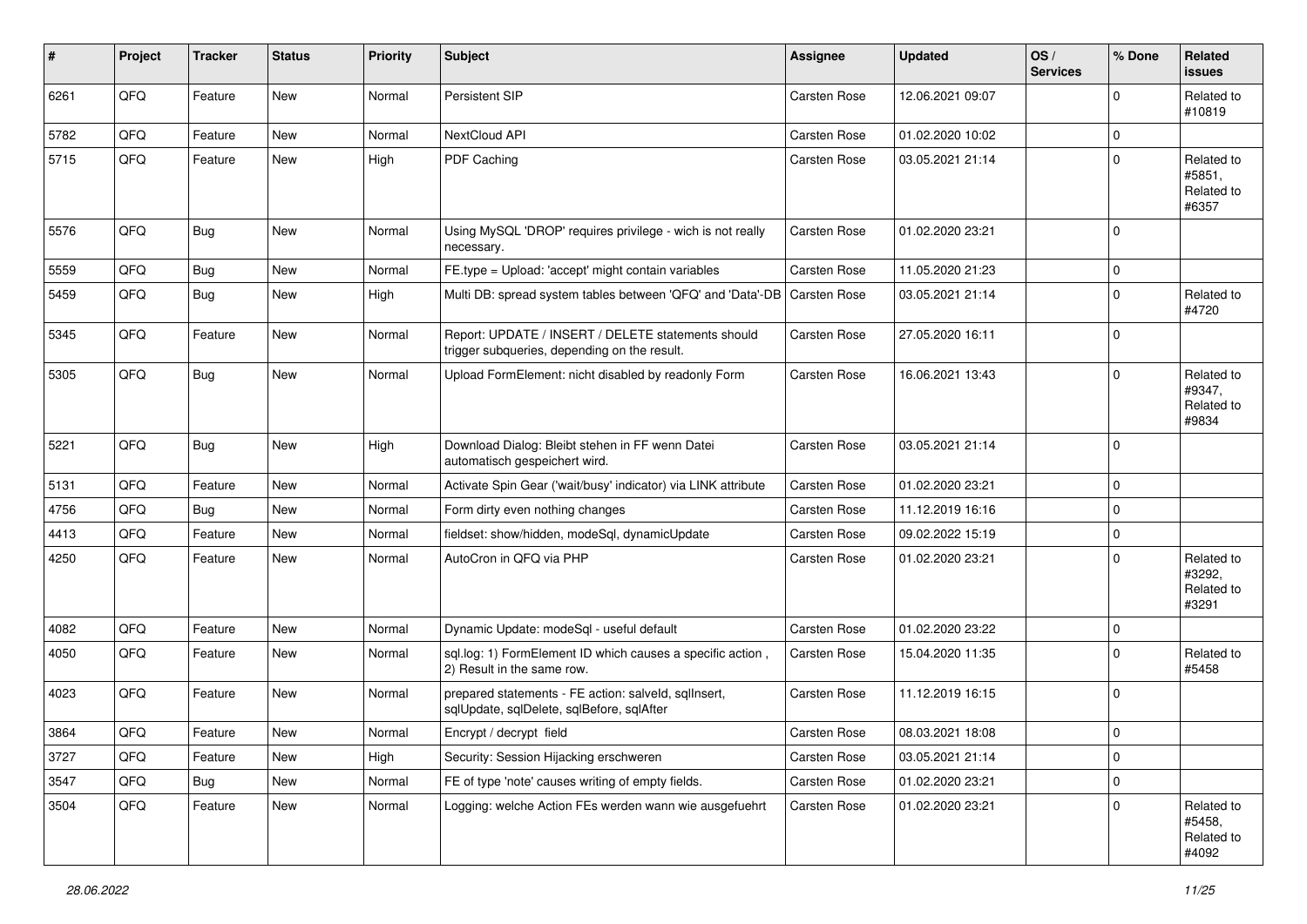| # | Project | Tracker | Status | Priority | Subject | Assignee | Updated | OS / Services | % Done | Related issues |
|---|---|---|---|---|---|---|---|---|---|---|
| 6261 | QFQ | Feature | New | Normal | Persistent SIP | Carsten Rose | 12.06.2021 09:07 | | 0 | Related to #10819 |
| 5782 | QFQ | Feature | New | Normal | NextCloud API | Carsten Rose | 01.02.2020 10:02 | | 0 | |
| 5715 | QFQ | Feature | New | High | PDF Caching | Carsten Rose | 03.05.2021 21:14 | | 0 | Related to #5851, Related to #6357 |
| 5576 | QFQ | Bug | New | Normal | Using MySQL 'DROP' requires privilege - wich is not really necessary. | Carsten Rose | 01.02.2020 23:21 | | 0 | |
| 5559 | QFQ | Bug | New | Normal | FE.type = Upload: 'accept' might contain variables | Carsten Rose | 11.05.2020 21:23 | | 0 | |
| 5459 | QFQ | Bug | New | High | Multi DB: spread system tables between 'QFQ' and 'Data'-DB | Carsten Rose | 03.05.2021 21:14 | | 0 | Related to #4720 |
| 5345 | QFQ | Feature | New | Normal | Report: UPDATE / INSERT / DELETE statements should trigger subqueries, depending on the result. | Carsten Rose | 27.05.2020 16:11 | | 0 | |
| 5305 | QFQ | Bug | New | Normal | Upload FormElement: nicht disabled by readonly Form | Carsten Rose | 16.06.2021 13:43 | | 0 | Related to #9347, Related to #9834 |
| 5221 | QFQ | Bug | New | High | Download Dialog: Bleibt stehen in FF wenn Datei automatisch gespeichert wird. | Carsten Rose | 03.05.2021 21:14 | | 0 | |
| 5131 | QFQ | Feature | New | Normal | Activate Spin Gear ('wait/busy' indicator) via LINK attribute | Carsten Rose | 01.02.2020 23:21 | | 0 | |
| 4756 | QFQ | Bug | New | Normal | Form dirty even nothing changes | Carsten Rose | 11.12.2019 16:16 | | 0 | |
| 4413 | QFQ | Feature | New | Normal | fieldset: show/hidden, modeSql, dynamicUpdate | Carsten Rose | 09.02.2022 15:19 | | 0 | |
| 4250 | QFQ | Feature | New | Normal | AutoCron in QFQ via PHP | Carsten Rose | 01.02.2020 23:21 | | 0 | Related to #3292, Related to #3291 |
| 4082 | QFQ | Feature | New | Normal | Dynamic Update: modeSql - useful default | Carsten Rose | 01.02.2020 23:22 | | 0 | |
| 4050 | QFQ | Feature | New | Normal | sql.log: 1) FormElement ID which causes a specific action , 2) Result in the same row. | Carsten Rose | 15.04.2020 11:35 | | 0 | Related to #5458 |
| 4023 | QFQ | Feature | New | Normal | prepared statements - FE action: salveld, sqlInsert, sqlUpdate, sqlDelete, sqlBefore, sqlAfter | Carsten Rose | 11.12.2019 16:15 | | 0 | |
| 3864 | QFQ | Feature | New | Normal | Encrypt / decrypt field | Carsten Rose | 08.03.2021 18:08 | | 0 | |
| 3727 | QFQ | Feature | New | High | Security: Session Hijacking erschweren | Carsten Rose | 03.05.2021 21:14 | | 0 | |
| 3547 | QFQ | Bug | New | Normal | FE of type 'note' causes writing of empty fields. | Carsten Rose | 01.02.2020 23:21 | | 0 | |
| 3504 | QFQ | Feature | New | Normal | Logging: welche Action FEs werden wann wie ausgefuehrt | Carsten Rose | 01.02.2020 23:21 | | 0 | Related to #5458, Related to #4092 |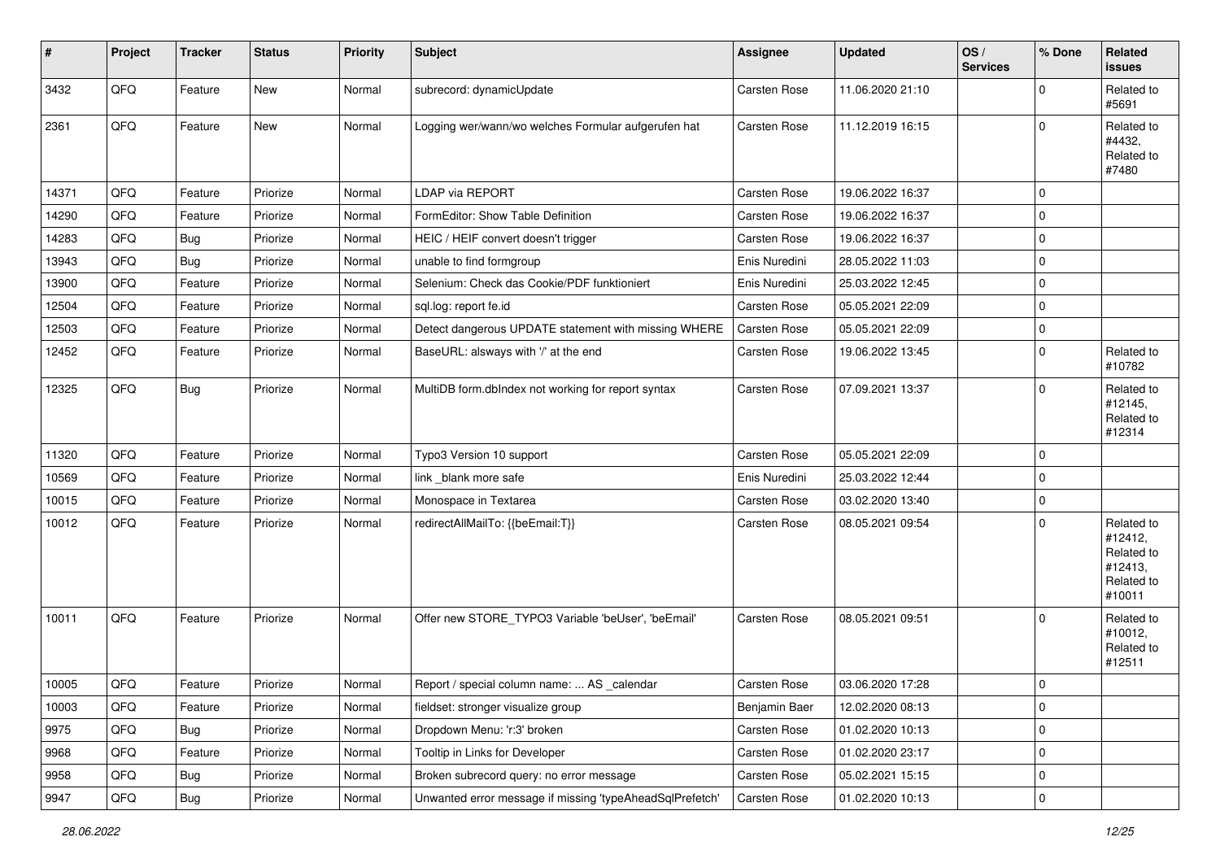| # | Project | Tracker | Status | Priority | Subject | Assignee | Updated | OS / Services | % Done | Related issues |
|---|---|---|---|---|---|---|---|---|---|---|
| 3432 | QFQ | Feature | New | Normal | subrecord: dynamicUpdate | Carsten Rose | 11.06.2020 21:10 | | 0 | Related to #5691 |
| 2361 | QFQ | Feature | New | Normal | Logging wer/wann/wo welches Formular aufgerufen hat | Carsten Rose | 11.12.2019 16:15 | | 0 | Related to #4432, Related to #7480 |
| 14371 | QFQ | Feature | Priorize | Normal | LDAP via REPORT | Carsten Rose | 19.06.2022 16:37 | | 0 | |
| 14290 | QFQ | Feature | Priorize | Normal | FormEditor: Show Table Definition | Carsten Rose | 19.06.2022 16:37 | | 0 | |
| 14283 | QFQ | Bug | Priorize | Normal | HEIC / HEIF convert doesn't trigger | Carsten Rose | 19.06.2022 16:37 | | 0 | |
| 13943 | QFQ | Bug | Priorize | Normal | unable to find formgroup | Enis Nuredini | 28.05.2022 11:03 | | 0 | |
| 13900 | QFQ | Feature | Priorize | Normal | Selenium: Check das Cookie/PDF funktioniert | Enis Nuredini | 25.03.2022 12:45 | | 0 | |
| 12504 | QFQ | Feature | Priorize | Normal | sql.log: report fe.id | Carsten Rose | 05.05.2021 22:09 | | 0 | |
| 12503 | QFQ | Feature | Priorize | Normal | Detect dangerous UPDATE statement with missing WHERE | Carsten Rose | 05.05.2021 22:09 | | 0 | |
| 12452 | QFQ | Feature | Priorize | Normal | BaseURL: alsways with '/' at the end | Carsten Rose | 19.06.2022 13:45 | | 0 | Related to #10782 |
| 12325 | QFQ | Bug | Priorize | Normal | MultiDB form.dbIndex not working for report syntax | Carsten Rose | 07.09.2021 13:37 | | 0 | Related to #12145, Related to #12314 |
| 11320 | QFQ | Feature | Priorize | Normal | Typo3 Version 10 support | Carsten Rose | 05.05.2021 22:09 | | 0 | |
| 10569 | QFQ | Feature | Priorize | Normal | link _blank more safe | Enis Nuredini | 25.03.2022 12:44 | | 0 | |
| 10015 | QFQ | Feature | Priorize | Normal | Monospace in Textarea | Carsten Rose | 03.02.2020 13:40 | | 0 | |
| 10012 | QFQ | Feature | Priorize | Normal | redirectAllMailTo: {{beEmail:T}} | Carsten Rose | 08.05.2021 09:54 | | 0 | Related to #12412, Related to #12413, Related to #10011 |
| 10011 | QFQ | Feature | Priorize | Normal | Offer new STORE_TYPO3 Variable 'beUser', 'beEmail' | Carsten Rose | 08.05.2021 09:51 | | 0 | Related to #10012, Related to #12511 |
| 10005 | QFQ | Feature | Priorize | Normal | Report / special column name: ... AS _calendar | Carsten Rose | 03.06.2020 17:28 | | 0 | |
| 10003 | QFQ | Feature | Priorize | Normal | fieldset: stronger visualize group | Benjamin Baer | 12.02.2020 08:13 | | 0 | |
| 9975 | QFQ | Bug | Priorize | Normal | Dropdown Menu: 'r:3' broken | Carsten Rose | 01.02.2020 10:13 | | 0 | |
| 9968 | QFQ | Feature | Priorize | Normal | Tooltip in Links for Developer | Carsten Rose | 01.02.2020 23:17 | | 0 | |
| 9958 | QFQ | Bug | Priorize | Normal | Broken subrecord query: no error message | Carsten Rose | 05.02.2021 15:15 | | 0 | |
| 9947 | QFQ | Bug | Priorize | Normal | Unwanted error message if missing 'typeAheadSqlPrefetch' | Carsten Rose | 01.02.2020 10:13 | | 0 | |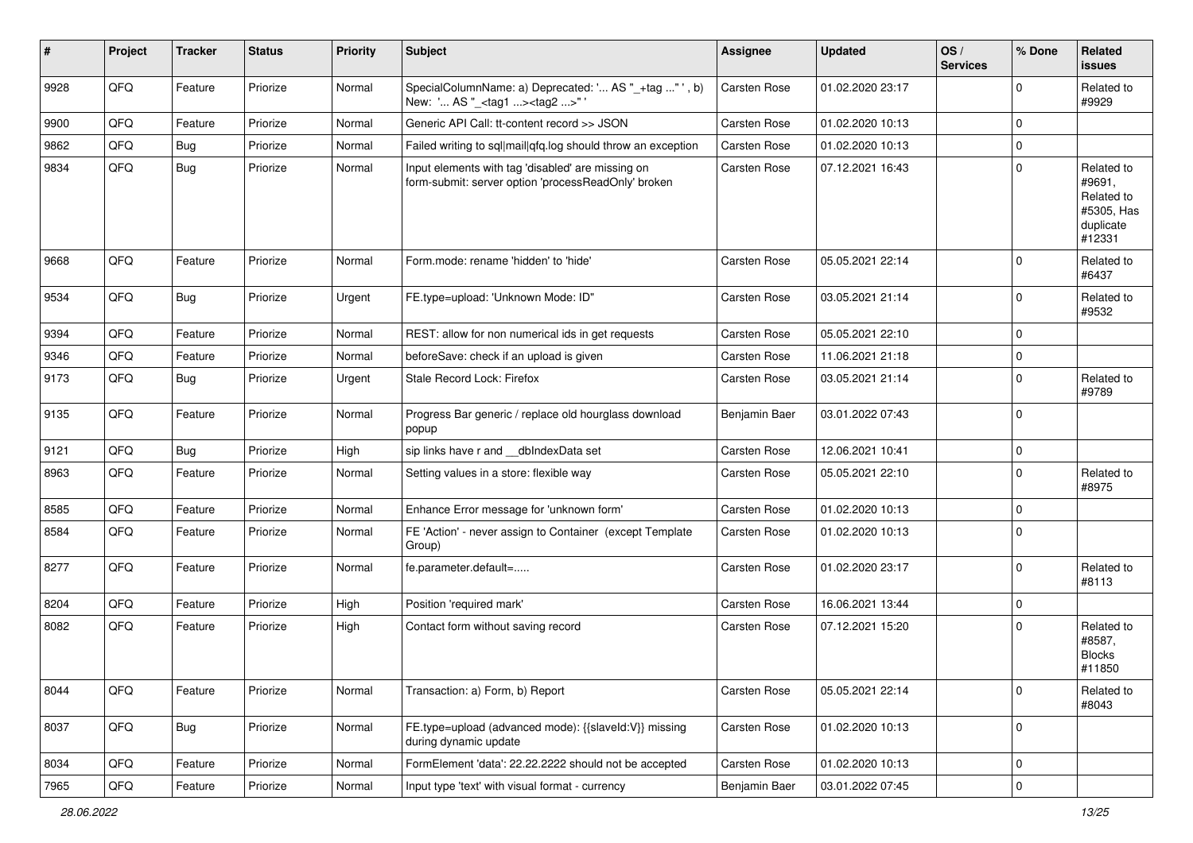| # | Project | Tracker | Status | Priority | Subject | Assignee | Updated | OS / Services | % Done | Related issues |
|---|---|---|---|---|---|---|---|---|---|---|
| 9928 | QFQ | Feature | Priorize | Normal | SpecialColumnName: a) Deprecated: '... AS "_+tag ..." ', b) New: '... AS "_<tag1 ...><tag2 ...>" ' | Carsten Rose | 01.02.2020 23:17 | | 0 | Related to #9929 |
| 9900 | QFQ | Feature | Priorize | Normal | Generic API Call: tt-content record >> JSON | Carsten Rose | 01.02.2020 10:13 | | 0 | |
| 9862 | QFQ | Bug | Priorize | Normal | Failed writing to sql|mail|qfq.log should throw an exception | Carsten Rose | 01.02.2020 10:13 | | 0 | |
| 9834 | QFQ | Bug | Priorize | Normal | Input elements with tag 'disabled' are missing on form-submit: server option 'processReadOnly' broken | Carsten Rose | 07.12.2021 16:43 | | 0 | Related to #9691, Related to #5305, Has duplicate #12331 |
| 9668 | QFQ | Feature | Priorize | Normal | Form.mode: rename 'hidden' to 'hide' | Carsten Rose | 05.05.2021 22:14 | | 0 | Related to #6437 |
| 9534 | QFQ | Bug | Priorize | Urgent | FE.type=upload: 'Unknown Mode: ID" | Carsten Rose | 03.05.2021 21:14 | | 0 | Related to #9532 |
| 9394 | QFQ | Feature | Priorize | Normal | REST: allow for non numerical ids in get requests | Carsten Rose | 05.05.2021 22:10 | | 0 | |
| 9346 | QFQ | Feature | Priorize | Normal | beforeSave: check if an upload is given | Carsten Rose | 11.06.2021 21:18 | | 0 | |
| 9173 | QFQ | Bug | Priorize | Urgent | Stale Record Lock: Firefox | Carsten Rose | 03.05.2021 21:14 | | 0 | Related to #9789 |
| 9135 | QFQ | Feature | Priorize | Normal | Progress Bar generic / replace old hourglass download popup | Benjamin Baer | 03.01.2022 07:43 | | 0 | |
| 9121 | QFQ | Bug | Priorize | High | sip links have r and __dbIndexData set | Carsten Rose | 12.06.2021 10:41 | | 0 | |
| 8963 | QFQ | Feature | Priorize | Normal | Setting values in a store: flexible way | Carsten Rose | 05.05.2021 22:10 | | 0 | Related to #8975 |
| 8585 | QFQ | Feature | Priorize | Normal | Enhance Error message for 'unknown form' | Carsten Rose | 01.02.2020 10:13 | | 0 | |
| 8584 | QFQ | Feature | Priorize | Normal | FE 'Action' - never assign to Container (except Template Group) | Carsten Rose | 01.02.2020 10:13 | | 0 | |
| 8277 | QFQ | Feature | Priorize | Normal | fe.parameter.default=..... | Carsten Rose | 01.02.2020 23:17 | | 0 | Related to #8113 |
| 8204 | QFQ | Feature | Priorize | High | Position 'required mark' | Carsten Rose | 16.06.2021 13:44 | | 0 | |
| 8082 | QFQ | Feature | Priorize | High | Contact form without saving record | Carsten Rose | 07.12.2021 15:20 | | 0 | Related to #8587, Blocks #11850 |
| 8044 | QFQ | Feature | Priorize | Normal | Transaction: a) Form, b) Report | Carsten Rose | 05.05.2021 22:14 | | 0 | Related to #8043 |
| 8037 | QFQ | Bug | Priorize | Normal | FE.type=upload (advanced mode): {{slaveId:V}} missing during dynamic update | Carsten Rose | 01.02.2020 10:13 | | 0 | |
| 8034 | QFQ | Feature | Priorize | Normal | FormElement 'data': 22.22.2222 should not be accepted | Carsten Rose | 01.02.2020 10:13 | | 0 | |
| 7965 | QFQ | Feature | Priorize | Normal | Input type 'text' with visual format - currency | Benjamin Baer | 03.01.2022 07:45 | | 0 | |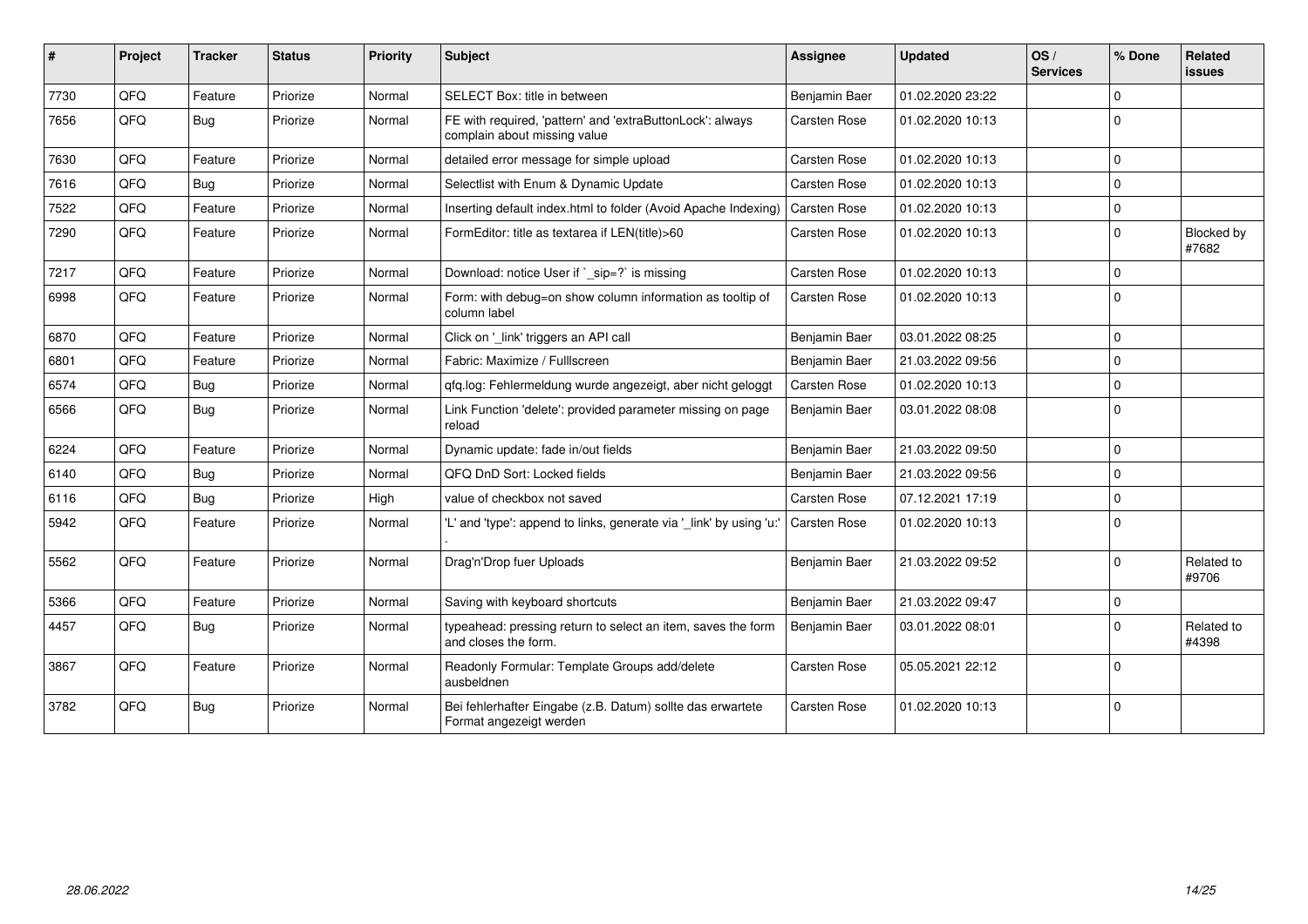| # | Project | Tracker | Status | Priority | Subject | Assignee | Updated | OS / Services | % Done | Related issues |
|---|---|---|---|---|---|---|---|---|---|---|
| 7730 | QFQ | Feature | Priorize | Normal | SELECT Box: title in between | Benjamin Baer | 01.02.2020 23:22 | | 0 | |
| 7656 | QFQ | Bug | Priorize | Normal | FE with required, 'pattern' and 'extraButtonLock': always complain about missing value | Carsten Rose | 01.02.2020 10:13 | | 0 | |
| 7630 | QFQ | Feature | Priorize | Normal | detailed error message for simple upload | Carsten Rose | 01.02.2020 10:13 | | 0 | |
| 7616 | QFQ | Bug | Priorize | Normal | Selectlist with Enum & Dynamic Update | Carsten Rose | 01.02.2020 10:13 | | 0 | |
| 7522 | QFQ | Feature | Priorize | Normal | Inserting default index.html to folder (Avoid Apache Indexing) | Carsten Rose | 01.02.2020 10:13 | | 0 | |
| 7290 | QFQ | Feature | Priorize | Normal | FormEditor: title as textarea if LEN(title)>60 | Carsten Rose | 01.02.2020 10:13 | | 0 | Blocked by #7682 |
| 7217 | QFQ | Feature | Priorize | Normal | Download: notice User if `_sip=?` is missing | Carsten Rose | 01.02.2020 10:13 | | 0 | |
| 6998 | QFQ | Feature | Priorize | Normal | Form: with debug=on show column information as tooltip of column label | Carsten Rose | 01.02.2020 10:13 | | 0 | |
| 6870 | QFQ | Feature | Priorize | Normal | Click on '_link' triggers an API call | Benjamin Baer | 03.01.2022 08:25 | | 0 | |
| 6801 | QFQ | Feature | Priorize | Normal | Fabric: Maximize / Fulllscreen | Benjamin Baer | 21.03.2022 09:56 | | 0 | |
| 6574 | QFQ | Bug | Priorize | Normal | qfq.log: Fehlermeldung wurde angezeigt, aber nicht geloggt | Carsten Rose | 01.02.2020 10:13 | | 0 | |
| 6566 | QFQ | Bug | Priorize | Normal | Link Function 'delete': provided parameter missing on page reload | Benjamin Baer | 03.01.2022 08:08 | | 0 | |
| 6224 | QFQ | Feature | Priorize | Normal | Dynamic update: fade in/out fields | Benjamin Baer | 21.03.2022 09:50 | | 0 | |
| 6140 | QFQ | Bug | Priorize | Normal | QFQ DnD Sort: Locked fields | Benjamin Baer | 21.03.2022 09:56 | | 0 | |
| 6116 | QFQ | Bug | Priorize | High | value of checkbox not saved | Carsten Rose | 07.12.2021 17:19 | | 0 | |
| 5942 | QFQ | Feature | Priorize | Normal | 'L' and 'type': append to links, generate via '_link' by using 'u:' . | Carsten Rose | 01.02.2020 10:13 | | 0 | |
| 5562 | QFQ | Feature | Priorize | Normal | Drag'n'Drop fuer Uploads | Benjamin Baer | 21.03.2022 09:52 | | 0 | Related to #9706 |
| 5366 | QFQ | Feature | Priorize | Normal | Saving with keyboard shortcuts | Benjamin Baer | 21.03.2022 09:47 | | 0 | |
| 4457 | QFQ | Bug | Priorize | Normal | typeahead: pressing return to select an item, saves the form and closes the form. | Benjamin Baer | 03.01.2022 08:01 | | 0 | Related to #4398 |
| 3867 | QFQ | Feature | Priorize | Normal | Readonly Formular: Template Groups add/delete ausbeldnen | Carsten Rose | 05.05.2021 22:12 | | 0 | |
| 3782 | QFQ | Bug | Priorize | Normal | Bei fehlerhafter Eingabe (z.B. Datum) sollte das erwartete Format angezeigt werden | Carsten Rose | 01.02.2020 10:13 | | 0 | |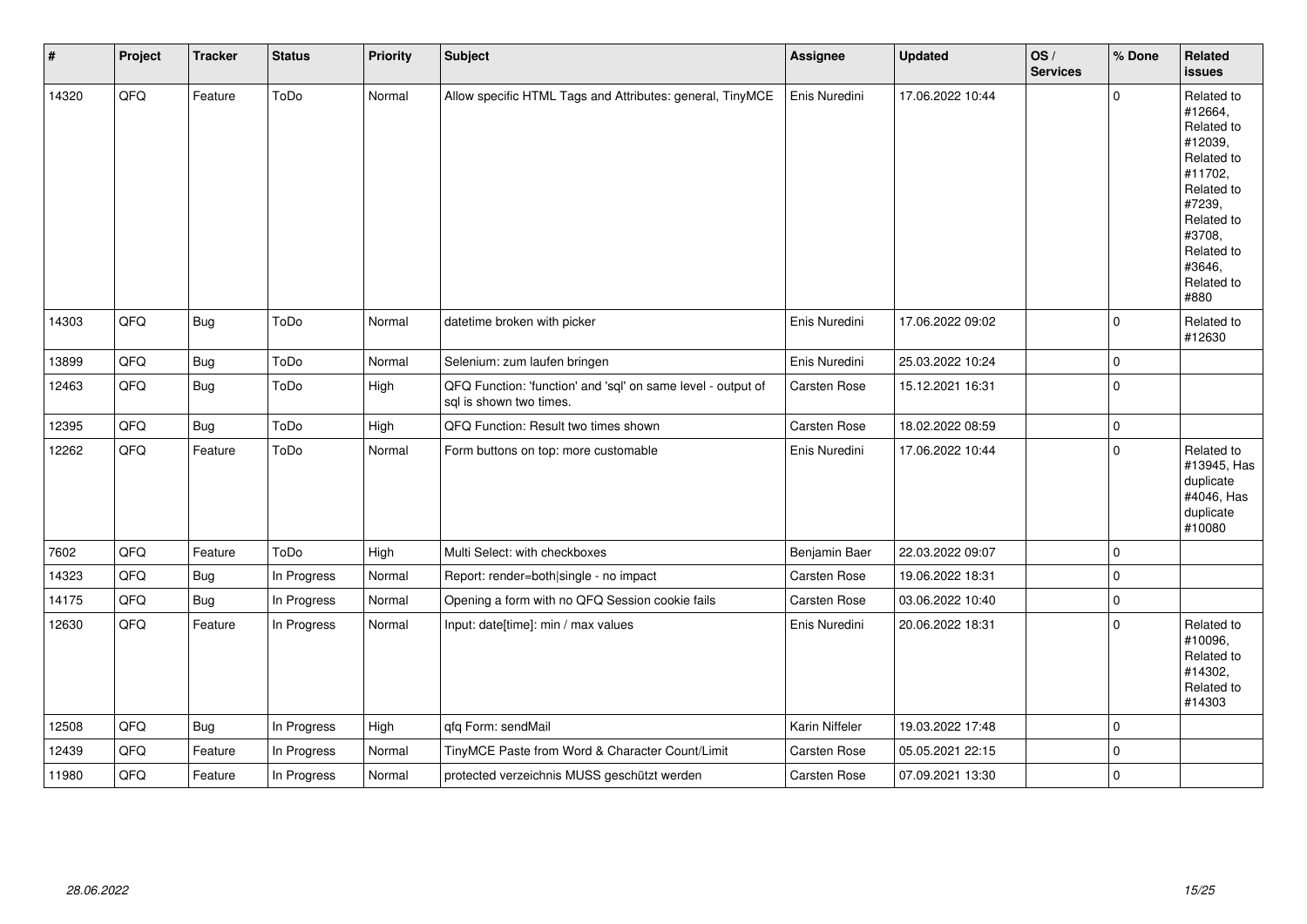| # | Project | Tracker | Status | Priority | Subject | Assignee | Updated | OS / Services | % Done | Related issues |
|---|---|---|---|---|---|---|---|---|---|---|
| 14320 | QFQ | Feature | ToDo | Normal | Allow specific HTML Tags and Attributes: general, TinyMCE | Enis Nuredini | 17.06.2022 10:44 | | 0 | Related to #12664, Related to #12039, Related to #11702, Related to #7239, Related to #3708, Related to #3646, Related to #880 |
| 14303 | QFQ | Bug | ToDo | Normal | datetime broken with picker | Enis Nuredini | 17.06.2022 09:02 | | 0 | Related to #12630 |
| 13899 | QFQ | Bug | ToDo | Normal | Selenium: zum laufen bringen | Enis Nuredini | 25.03.2022 10:24 | | 0 | |
| 12463 | QFQ | Bug | ToDo | High | QFQ Function: 'function' and 'sql' on same level - output of sql is shown two times. | Carsten Rose | 15.12.2021 16:31 | | 0 | |
| 12395 | QFQ | Bug | ToDo | High | QFQ Function: Result two times shown | Carsten Rose | 18.02.2022 08:59 | | 0 | |
| 12262 | QFQ | Feature | ToDo | Normal | Form buttons on top: more customable | Enis Nuredini | 17.06.2022 10:44 | | 0 | Related to #13945, Has duplicate #4046, Has duplicate #10080 |
| 7602 | QFQ | Feature | ToDo | High | Multi Select: with checkboxes | Benjamin Baer | 22.03.2022 09:07 | | 0 | |
| 14323 | QFQ | Bug | In Progress | Normal | Report: render=both\|single - no impact | Carsten Rose | 19.06.2022 18:31 | | 0 | |
| 14175 | QFQ | Bug | In Progress | Normal | Opening a form with no QFQ Session cookie fails | Carsten Rose | 03.06.2022 10:40 | | 0 | |
| 12630 | QFQ | Feature | In Progress | Normal | Input: date[time]: min / max values | Enis Nuredini | 20.06.2022 18:31 | | 0 | Related to #10096, Related to #14302, Related to #14303 |
| 12508 | QFQ | Bug | In Progress | High | qfq Form: sendMail | Karin Niffeler | 19.03.2022 17:48 | | 0 | |
| 12439 | QFQ | Feature | In Progress | Normal | TinyMCE Paste from Word & Character Count/Limit | Carsten Rose | 05.05.2021 22:15 | | 0 | |
| 11980 | QFQ | Feature | In Progress | Normal | protected verzeichnis MUSS geschützt werden | Carsten Rose | 07.09.2021 13:30 | | 0 | |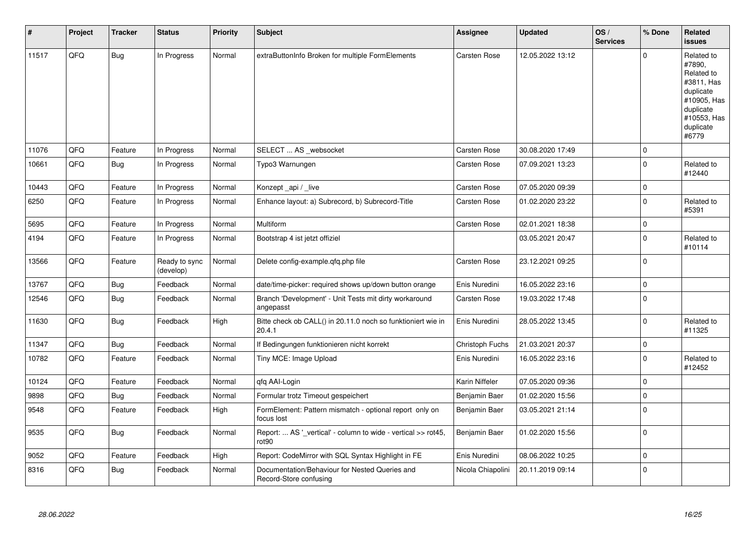| # | Project | Tracker | Status | Priority | Subject | Assignee | Updated | OS / Services | % Done | Related issues |
|---|---|---|---|---|---|---|---|---|---|---|
| 11517 | QFQ | Bug | In Progress | Normal | extraButtonInfo Broken for multiple FormElements | Carsten Rose | 12.05.2022 13:12 | | 0 | Related to #7890, Related to #3811, Has duplicate #10905, Has duplicate #10553, Has duplicate #6779 |
| 11076 | QFQ | Feature | In Progress | Normal | SELECT ... AS _websocket | Carsten Rose | 30.08.2020 17:49 | | 0 | |
| 10661 | QFQ | Bug | In Progress | Normal | Typo3 Warnungen | Carsten Rose | 07.09.2021 13:23 | | 0 | Related to #12440 |
| 10443 | QFQ | Feature | In Progress | Normal | Konzept _api / _live | Carsten Rose | 07.05.2020 09:39 | | 0 | |
| 6250 | QFQ | Feature | In Progress | Normal | Enhance layout: a) Subrecord, b) Subrecord-Title | Carsten Rose | 01.02.2020 23:22 | | 0 | Related to #5391 |
| 5695 | QFQ | Feature | In Progress | Normal | Multiform | Carsten Rose | 02.01.2021 18:38 | | 0 | |
| 4194 | QFQ | Feature | In Progress | Normal | Bootstrap 4 ist jetzt offiziel | | 03.05.2021 20:47 | | 0 | Related to #10114 |
| 13566 | QFQ | Feature | Ready to sync (develop) | Normal | Delete config-example.qfq.php file | Carsten Rose | 23.12.2021 09:25 | | 0 | |
| 13767 | QFQ | Bug | Feedback | Normal | date/time-picker: required shows up/down button orange | Enis Nuredini | 16.05.2022 23:16 | | 0 | |
| 12546 | QFQ | Bug | Feedback | Normal | Branch 'Development' - Unit Tests mit dirty workaround angepasst | Carsten Rose | 19.03.2022 17:48 | | 0 | |
| 11630 | QFQ | Bug | Feedback | High | Bitte check ob CALL() in 20.11.0 noch so funktioniert wie in 20.4.1 | Enis Nuredini | 28.05.2022 13:45 | | 0 | Related to #11325 |
| 11347 | QFQ | Bug | Feedback | Normal | If Bedingungen funktionieren nicht korrekt | Christoph Fuchs | 21.03.2021 20:37 | | 0 | |
| 10782 | QFQ | Feature | Feedback | Normal | Tiny MCE: Image Upload | Enis Nuredini | 16.05.2022 23:16 | | 0 | Related to #12452 |
| 10124 | QFQ | Feature | Feedback | Normal | qfq AAI-Login | Karin Niffeler | 07.05.2020 09:36 | | 0 | |
| 9898 | QFQ | Bug | Feedback | Normal | Formular trotz Timeout gespeichert | Benjamin Baer | 01.02.2020 15:56 | | 0 | |
| 9548 | QFQ | Feature | Feedback | High | FormElement: Pattern mismatch - optional report only on focus lost | Benjamin Baer | 03.05.2021 21:14 | | 0 | |
| 9535 | QFQ | Bug | Feedback | Normal | Report: ... AS '_vertical' - column to wide - vertical >> rot45, rot90 | Benjamin Baer | 01.02.2020 15:56 | | 0 | |
| 9052 | QFQ | Feature | Feedback | High | Report: CodeMirror with SQL Syntax Highlight in FE | Enis Nuredini | 08.06.2022 10:25 | | 0 | |
| 8316 | QFQ | Bug | Feedback | Normal | Documentation/Behaviour for Nested Queries and Record-Store confusing | Nicola Chiapolini | 20.11.2019 09:14 | | 0 | |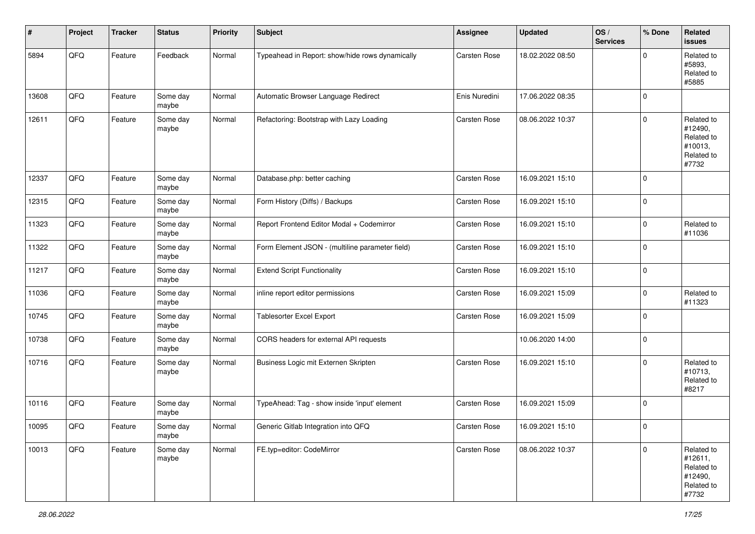| # | Project | Tracker | Status | Priority | Subject | Assignee | Updated | OS / Services | % Done | Related issues |
|---|---|---|---|---|---|---|---|---|---|---|
| 5894 | QFQ | Feature | Feedback | Normal | Typeahead in Report: show/hide rows dynamically | Carsten Rose | 18.02.2022 08:50 | | 0 | Related to #5893, Related to #5885 |
| 13608 | QFQ | Feature | Some day maybe | Normal | Automatic Browser Language Redirect | Enis Nuredini | 17.06.2022 08:35 | | 0 | |
| 12611 | QFQ | Feature | Some day maybe | Normal | Refactoring: Bootstrap with Lazy Loading | Carsten Rose | 08.06.2022 10:37 | | 0 | Related to #12490, Related to #10013, Related to #7732 |
| 12337 | QFQ | Feature | Some day maybe | Normal | Database.php: better caching | Carsten Rose | 16.09.2021 15:10 | | 0 | |
| 12315 | QFQ | Feature | Some day maybe | Normal | Form History (Diffs) / Backups | Carsten Rose | 16.09.2021 15:10 | | 0 | |
| 11323 | QFQ | Feature | Some day maybe | Normal | Report Frontend Editor Modal + Codemirror | Carsten Rose | 16.09.2021 15:10 | | 0 | Related to #11036 |
| 11322 | QFQ | Feature | Some day maybe | Normal | Form Element JSON - (multiline parameter field) | Carsten Rose | 16.09.2021 15:10 | | 0 | |
| 11217 | QFQ | Feature | Some day maybe | Normal | Extend Script Functionality | Carsten Rose | 16.09.2021 15:10 | | 0 | |
| 11036 | QFQ | Feature | Some day maybe | Normal | inline report editor permissions | Carsten Rose | 16.09.2021 15:09 | | 0 | Related to #11323 |
| 10745 | QFQ | Feature | Some day maybe | Normal | Tablesorter Excel Export | Carsten Rose | 16.09.2021 15:09 | | 0 | |
| 10738 | QFQ | Feature | Some day maybe | Normal | CORS headers for external API requests | | 10.06.2020 14:00 | | 0 | |
| 10716 | QFQ | Feature | Some day maybe | Normal | Business Logic mit Externen Skripten | Carsten Rose | 16.09.2021 15:10 | | 0 | Related to #10713, Related to #8217 |
| 10116 | QFQ | Feature | Some day maybe | Normal | TypeAhead: Tag - show inside 'input' element | Carsten Rose | 16.09.2021 15:09 | | 0 | |
| 10095 | QFQ | Feature | Some day maybe | Normal | Generic Gitlab Integration into QFQ | Carsten Rose | 16.09.2021 15:10 | | 0 | |
| 10013 | QFQ | Feature | Some day maybe | Normal | FE.typ=editor: CodeMirror | Carsten Rose | 08.06.2022 10:37 | | 0 | Related to #12611, Related to #12490, Related to #7732 |

*28.06.2022*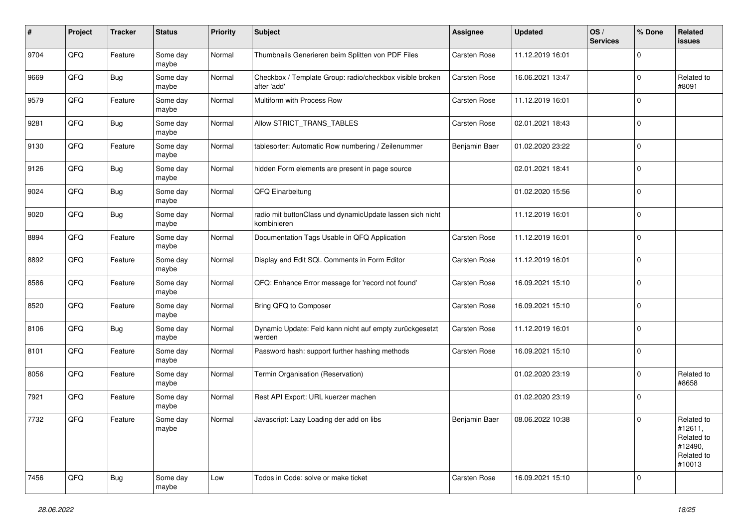| # | Project | Tracker | Status | Priority | Subject | Assignee | Updated | OS / Services | % Done | Related issues |
|---|---|---|---|---|---|---|---|---|---|---|
| 9704 | QFQ | Feature | Some day maybe | Normal | Thumbnails Generieren beim Splitten von PDF Files | Carsten Rose | 11.12.2019 16:01 | | 0 | |
| 9669 | QFQ | Bug | Some day maybe | Normal | Checkbox / Template Group: radio/checkbox visible broken after 'add' | Carsten Rose | 16.06.2021 13:47 | | 0 | Related to #8091 |
| 9579 | QFQ | Feature | Some day maybe | Normal | Multiform with Process Row | Carsten Rose | 11.12.2019 16:01 | | 0 | |
| 9281 | QFQ | Bug | Some day maybe | Normal | Allow STRICT_TRANS_TABLES | Carsten Rose | 02.01.2021 18:43 | | 0 | |
| 9130 | QFQ | Feature | Some day maybe | Normal | tablesorter: Automatic Row numbering / Zeilenummer | Benjamin Baer | 01.02.2020 23:22 | | 0 | |
| 9126 | QFQ | Bug | Some day maybe | Normal | hidden Form elements are present in page source | | 02.01.2021 18:41 | | 0 | |
| 9024 | QFQ | Bug | Some day maybe | Normal | QFQ Einarbeitung | | 01.02.2020 15:56 | | 0 | |
| 9020 | QFQ | Bug | Some day maybe | Normal | radio mit buttonClass und dynamicUpdate lassen sich nicht kombinieren | | 11.12.2019 16:01 | | 0 | |
| 8894 | QFQ | Feature | Some day maybe | Normal | Documentation Tags Usable in QFQ Application | Carsten Rose | 11.12.2019 16:01 | | 0 | |
| 8892 | QFQ | Feature | Some day maybe | Normal | Display and Edit SQL Comments in Form Editor | Carsten Rose | 11.12.2019 16:01 | | 0 | |
| 8586 | QFQ | Feature | Some day maybe | Normal | QFQ: Enhance Error message for 'record not found' | Carsten Rose | 16.09.2021 15:10 | | 0 | |
| 8520 | QFQ | Feature | Some day maybe | Normal | Bring QFQ to Composer | Carsten Rose | 16.09.2021 15:10 | | 0 | |
| 8106 | QFQ | Bug | Some day maybe | Normal | Dynamic Update: Feld kann nicht auf empty zurückgesetzt werden | Carsten Rose | 11.12.2019 16:01 | | 0 | |
| 8101 | QFQ | Feature | Some day maybe | Normal | Password hash: support further hashing methods | Carsten Rose | 16.09.2021 15:10 | | 0 | |
| 8056 | QFQ | Feature | Some day maybe | Normal | Termin Organisation (Reservation) | | 01.02.2020 23:19 | | 0 | Related to #8658 |
| 7921 | QFQ | Feature | Some day maybe | Normal | Rest API Export: URL kuerzer machen | | 01.02.2020 23:19 | | 0 | |
| 7732 | QFQ | Feature | Some day maybe | Normal | Javascript: Lazy Loading der add on libs | Benjamin Baer | 08.06.2022 10:38 | | 0 | Related to #12611, Related to #12490, Related to #10013 |
| 7456 | QFQ | Bug | Some day maybe | Low | Todos in Code: solve or make ticket | Carsten Rose | 16.09.2021 15:10 | | 0 | |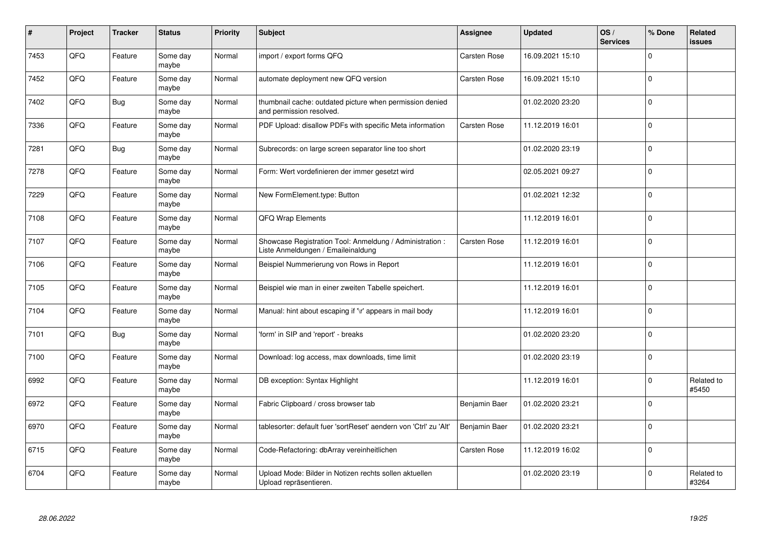| # | Project | Tracker | Status | Priority | Subject | Assignee | Updated | OS / Services | % Done | Related issues |
|---|---|---|---|---|---|---|---|---|---|---|
| 7453 | QFQ | Feature | Some day maybe | Normal | import / export forms QFQ | Carsten Rose | 16.09.2021 15:10 | | 0 | |
| 7452 | QFQ | Feature | Some day maybe | Normal | automate deployment new QFQ version | Carsten Rose | 16.09.2021 15:10 | | 0 | |
| 7402 | QFQ | Bug | Some day maybe | Normal | thumbnail cache: outdated picture when permission denied and permission resolved. | | 01.02.2020 23:20 | | 0 | |
| 7336 | QFQ | Feature | Some day maybe | Normal | PDF Upload: disallow PDFs with specific Meta information | Carsten Rose | 11.12.2019 16:01 | | 0 | |
| 7281 | QFQ | Bug | Some day maybe | Normal | Subrecords: on large screen separator line too short | | 01.02.2020 23:19 | | 0 | |
| 7278 | QFQ | Feature | Some day maybe | Normal | Form: Wert vordefinieren der immer gesetzt wird | | 02.05.2021 09:27 | | 0 | |
| 7229 | QFQ | Feature | Some day maybe | Normal | New FormElement.type: Button | | 01.02.2021 12:32 | | 0 | |
| 7108 | QFQ | Feature | Some day maybe | Normal | QFQ Wrap Elements | | 11.12.2019 16:01 | | 0 | |
| 7107 | QFQ | Feature | Some day maybe | Normal | Showcase Registration Tool: Anmeldung / Administration : Liste Anmeldungen / Emaileinaldung | Carsten Rose | 11.12.2019 16:01 | | 0 | |
| 7106 | QFQ | Feature | Some day maybe | Normal | Beispiel Nummerierung von Rows in Report | | 11.12.2019 16:01 | | 0 | |
| 7105 | QFQ | Feature | Some day maybe | Normal | Beispiel wie man in einer zweiten Tabelle speichert. | | 11.12.2019 16:01 | | 0 | |
| 7104 | QFQ | Feature | Some day maybe | Normal | Manual: hint about escaping if '\r' appears in mail body | | 11.12.2019 16:01 | | 0 | |
| 7101 | QFQ | Bug | Some day maybe | Normal | 'form' in SIP and 'report' - breaks | | 01.02.2020 23:20 | | 0 | |
| 7100 | QFQ | Feature | Some day maybe | Normal | Download: log access, max downloads, time limit | | 01.02.2020 23:19 | | 0 | |
| 6992 | QFQ | Feature | Some day maybe | Normal | DB exception: Syntax Highlight | | 11.12.2019 16:01 | | 0 | Related to #5450 |
| 6972 | QFQ | Feature | Some day maybe | Normal | Fabric Clipboard / cross browser tab | Benjamin Baer | 01.02.2020 23:21 | | 0 | |
| 6970 | QFQ | Feature | Some day maybe | Normal | tablesorter: default fuer 'sortReset' aendern von 'Ctrl' zu 'Alt' | Benjamin Baer | 01.02.2020 23:21 | | 0 | |
| 6715 | QFQ | Feature | Some day maybe | Normal | Code-Refactoring: dbArray vereinheitlichen | Carsten Rose | 11.12.2019 16:02 | | 0 | |
| 6704 | QFQ | Feature | Some day maybe | Normal | Upload Mode: Bilder in Notizen rechts sollen aktuellen Upload repräsentieren. | | 01.02.2020 23:19 | | 0 | Related to #3264 |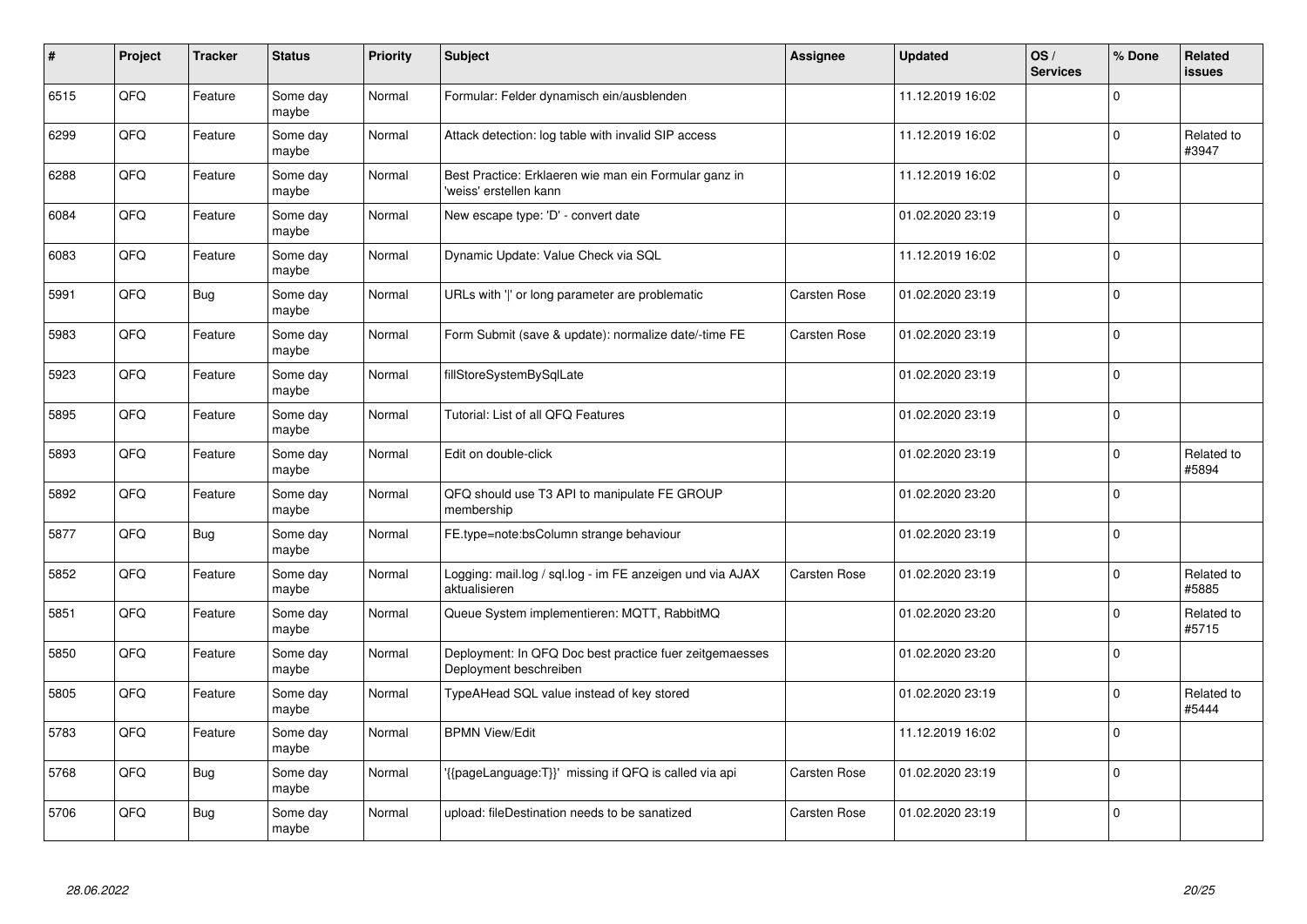| # | Project | Tracker | Status | Priority | Subject | Assignee | Updated | OS / Services | % Done | Related issues |
|---|---|---|---|---|---|---|---|---|---|---|
| 6515 | QFQ | Feature | Some day maybe | Normal | Formular: Felder dynamisch ein/ausblenden | | 11.12.2019 16:02 | | 0 | |
| 6299 | QFQ | Feature | Some day maybe | Normal | Attack detection: log table with invalid SIP access | | 11.12.2019 16:02 | | 0 | Related to #3947 |
| 6288 | QFQ | Feature | Some day maybe | Normal | Best Practice: Erklaeren wie man ein Formular ganz in 'weiss' erstellen kann | | 11.12.2019 16:02 | | 0 | |
| 6084 | QFQ | Feature | Some day maybe | Normal | New escape type: 'D' - convert date | | 01.02.2020 23:19 | | 0 | |
| 6083 | QFQ | Feature | Some day maybe | Normal | Dynamic Update: Value Check via SQL | | 11.12.2019 16:02 | | 0 | |
| 5991 | QFQ | Bug | Some day maybe | Normal | URLs with '|' or long parameter are problematic | Carsten Rose | 01.02.2020 23:19 | | 0 | |
| 5983 | QFQ | Feature | Some day maybe | Normal | Form Submit (save & update): normalize date/-time FE | Carsten Rose | 01.02.2020 23:19 | | 0 | |
| 5923 | QFQ | Feature | Some day maybe | Normal | fillStoreSystemBySqlLate | | 01.02.2020 23:19 | | 0 | |
| 5895 | QFQ | Feature | Some day maybe | Normal | Tutorial: List of all QFQ Features | | 01.02.2020 23:19 | | 0 | |
| 5893 | QFQ | Feature | Some day maybe | Normal | Edit on double-click | | 01.02.2020 23:19 | | 0 | Related to #5894 |
| 5892 | QFQ | Feature | Some day maybe | Normal | QFQ should use T3 API to manipulate FE GROUP membership | | 01.02.2020 23:20 | | 0 | |
| 5877 | QFQ | Bug | Some day maybe | Normal | FE.type=note:bsColumn strange behaviour | | 01.02.2020 23:19 | | 0 | |
| 5852 | QFQ | Feature | Some day maybe | Normal | Logging: mail.log / sql.log - im FE anzeigen und via AJAX aktualisieren | Carsten Rose | 01.02.2020 23:19 | | 0 | Related to #5885 |
| 5851 | QFQ | Feature | Some day maybe | Normal | Queue System implementieren: MQTT, RabbitMQ | | 01.02.2020 23:20 | | 0 | Related to #5715 |
| 5850 | QFQ | Feature | Some day maybe | Normal | Deployment: In QFQ Doc best practice fuer zeitgemaesses Deployment beschreiben | | 01.02.2020 23:20 | | 0 | |
| 5805 | QFQ | Feature | Some day maybe | Normal | TypeAHead SQL value instead of key stored | | 01.02.2020 23:19 | | 0 | Related to #5444 |
| 5783 | QFQ | Feature | Some day maybe | Normal | BPMN View/Edit | | 11.12.2019 16:02 | | 0 | |
| 5768 | QFQ | Bug | Some day maybe | Normal | '{{pageLanguage:T}}' missing if QFQ is called via api | Carsten Rose | 01.02.2020 23:19 | | 0 | |
| 5706 | QFQ | Bug | Some day maybe | Normal | upload: fileDestination needs to be sanatized | Carsten Rose | 01.02.2020 23:19 | | 0 | |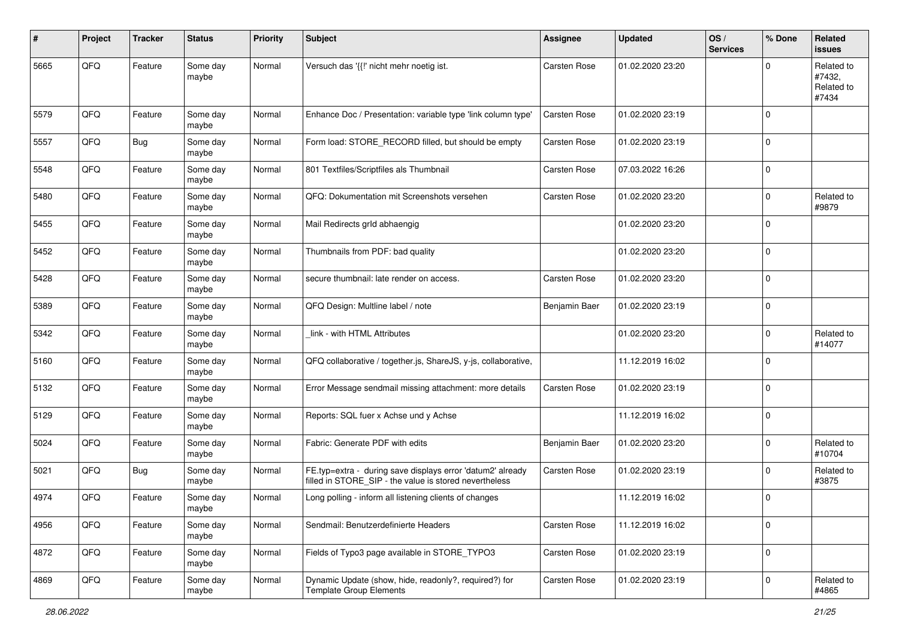| # | Project | Tracker | Status | Priority | Subject | Assignee | Updated | OS / Services | % Done | Related issues |
|---|---|---|---|---|---|---|---|---|---|---|
| 5665 | QFQ | Feature | Some day maybe | Normal | Versuch das '{{!' nicht mehr noetig ist. | Carsten Rose | 01.02.2020 23:20 | | 0 | Related to #7432, Related to #7434 |
| 5579 | QFQ | Feature | Some day maybe | Normal | Enhance Doc / Presentation: variable type 'link column type' | Carsten Rose | 01.02.2020 23:19 | | 0 | |
| 5557 | QFQ | Bug | Some day maybe | Normal | Form load: STORE_RECORD filled, but should be empty | Carsten Rose | 01.02.2020 23:19 | | 0 | |
| 5548 | QFQ | Feature | Some day maybe | Normal | 801 Textfiles/Scriptfiles als Thumbnail | Carsten Rose | 07.03.2022 16:26 | | 0 | |
| 5480 | QFQ | Feature | Some day maybe | Normal | QFQ: Dokumentation mit Screenshots versehen | Carsten Rose | 01.02.2020 23:20 | | 0 | Related to #9879 |
| 5455 | QFQ | Feature | Some day maybe | Normal | Mail Redirects grId abhaengig | | 01.02.2020 23:20 | | 0 | |
| 5452 | QFQ | Feature | Some day maybe | Normal | Thumbnails from PDF: bad quality | | 01.02.2020 23:20 | | 0 | |
| 5428 | QFQ | Feature | Some day maybe | Normal | secure thumbnail: late render on access. | Carsten Rose | 01.02.2020 23:20 | | 0 | |
| 5389 | QFQ | Feature | Some day maybe | Normal | QFQ Design: Multline label / note | Benjamin Baer | 01.02.2020 23:19 | | 0 | |
| 5342 | QFQ | Feature | Some day maybe | Normal | _link - with HTML Attributes | | 01.02.2020 23:20 | | 0 | Related to #14077 |
| 5160 | QFQ | Feature | Some day maybe | Normal | QFQ collaborative / together.js, ShareJS, y-js, collaborative, | | 11.12.2019 16:02 | | 0 | |
| 5132 | QFQ | Feature | Some day maybe | Normal | Error Message sendmail missing attachment: more details | Carsten Rose | 01.02.2020 23:19 | | 0 | |
| 5129 | QFQ | Feature | Some day maybe | Normal | Reports: SQL fuer x Achse und y Achse | | 11.12.2019 16:02 | | 0 | |
| 5024 | QFQ | Feature | Some day maybe | Normal | Fabric: Generate PDF with edits | Benjamin Baer | 01.02.2020 23:20 | | 0 | Related to #10704 |
| 5021 | QFQ | Bug | Some day maybe | Normal | FE.typ=extra - during save displays error 'datum2' already filled in STORE_SIP - the value is stored nevertheless | Carsten Rose | 01.02.2020 23:19 | | 0 | Related to #3875 |
| 4974 | QFQ | Feature | Some day maybe | Normal | Long polling - inform all listening clients of changes | | 11.12.2019 16:02 | | 0 | |
| 4956 | QFQ | Feature | Some day maybe | Normal | Sendmail: Benutzerdefinierte Headers | Carsten Rose | 11.12.2019 16:02 | | 0 | |
| 4872 | QFQ | Feature | Some day maybe | Normal | Fields of Typo3 page available in STORE_TYPO3 | Carsten Rose | 01.02.2020 23:19 | | 0 | |
| 4869 | QFQ | Feature | Some day maybe | Normal | Dynamic Update (show, hide, readonly?, required?) for Template Group Elements | Carsten Rose | 01.02.2020 23:19 | | 0 | Related to #4865 |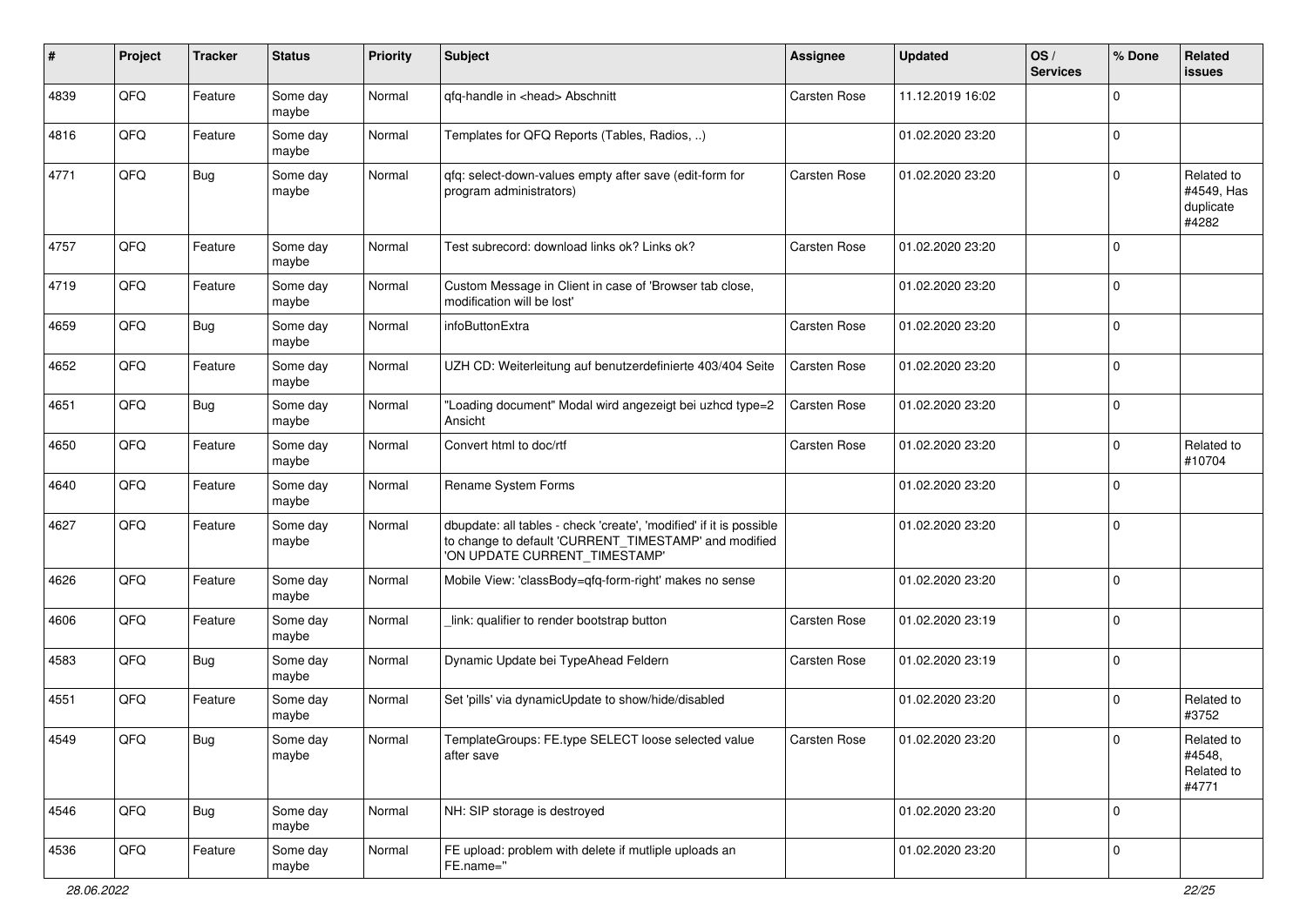| # | Project | Tracker | Status | Priority | Subject | Assignee | Updated | OS / Services | % Done | Related issues |
|---|---|---|---|---|---|---|---|---|---|---|
| 4839 | QFQ | Feature | Some day maybe | Normal | qfq-handle in <head> Abschnitt | Carsten Rose | 11.12.2019 16:02 | | 0 | |
| 4816 | QFQ | Feature | Some day maybe | Normal | Templates for QFQ Reports (Tables, Radios, ..) | | 01.02.2020 23:20 | | 0 | |
| 4771 | QFQ | Bug | Some day maybe | Normal | qfq: select-down-values empty after save (edit-form for program administrators) | Carsten Rose | 01.02.2020 23:20 | | 0 | Related to #4549, Has duplicate #4282 |
| 4757 | QFQ | Feature | Some day maybe | Normal | Test subrecord: download links ok? Links ok? | Carsten Rose | 01.02.2020 23:20 | | 0 | |
| 4719 | QFQ | Feature | Some day maybe | Normal | Custom Message in Client in case of 'Browser tab close, modification will be lost' | | 01.02.2020 23:20 | | 0 | |
| 4659 | QFQ | Bug | Some day maybe | Normal | infoButtonExtra | Carsten Rose | 01.02.2020 23:20 | | 0 | |
| 4652 | QFQ | Feature | Some day maybe | Normal | UZH CD: Weiterleitung auf benutzerdefinierte 403/404 Seite | Carsten Rose | 01.02.2020 23:20 | | 0 | |
| 4651 | QFQ | Bug | Some day maybe | Normal | "Loading document" Modal wird angezeigt bei uzhcd type=2 Ansicht | Carsten Rose | 01.02.2020 23:20 | | 0 | |
| 4650 | QFQ | Feature | Some day maybe | Normal | Convert html to doc/rtf | Carsten Rose | 01.02.2020 23:20 | | 0 | Related to #10704 |
| 4640 | QFQ | Feature | Some day maybe | Normal | Rename System Forms | | 01.02.2020 23:20 | | 0 | |
| 4627 | QFQ | Feature | Some day maybe | Normal | dbupdate: all tables - check 'create', 'modified' if it is possible to change to default 'CURRENT_TIMESTAMP' and modified 'ON UPDATE CURRENT_TIMESTAMP' | | 01.02.2020 23:20 | | 0 | |
| 4626 | QFQ | Feature | Some day maybe | Normal | Mobile View: 'classBody=qfq-form-right' makes no sense | | 01.02.2020 23:20 | | 0 | |
| 4606 | QFQ | Feature | Some day maybe | Normal | _link: qualifier to render bootstrap button | Carsten Rose | 01.02.2020 23:19 | | 0 | |
| 4583 | QFQ | Bug | Some day maybe | Normal | Dynamic Update bei TypeAhead Feldern | Carsten Rose | 01.02.2020 23:19 | | 0 | |
| 4551 | QFQ | Feature | Some day maybe | Normal | Set 'pills' via dynamicUpdate to show/hide/disabled | | 01.02.2020 23:20 | | 0 | Related to #3752 |
| 4549 | QFQ | Bug | Some day maybe | Normal | TemplateGroups: FE.type SELECT loose selected value after save | Carsten Rose | 01.02.2020 23:20 | | 0 | Related to #4548, Related to #4771 |
| 4546 | QFQ | Bug | Some day maybe | Normal | NH: SIP storage is destroyed | | 01.02.2020 23:20 | | 0 | |
| 4536 | QFQ | Feature | Some day maybe | Normal | FE upload: problem with delete if mutliple uploads an FE.name='' | | 01.02.2020 23:20 | | 0 | |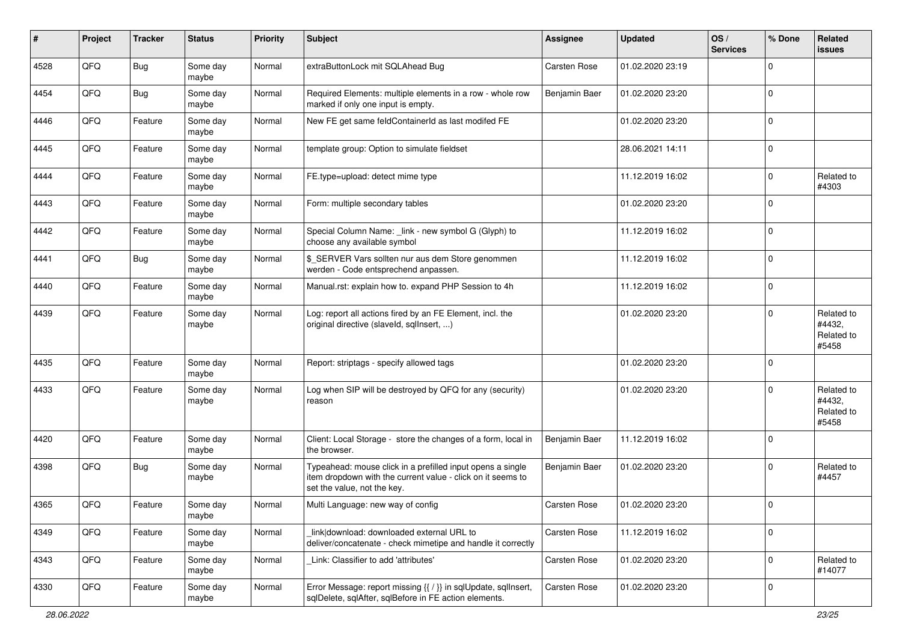| # | Project | Tracker | Status | Priority | Subject | Assignee | Updated | OS / Services | % Done | Related issues |
|---|---|---|---|---|---|---|---|---|---|---|
| 4528 | QFQ | Bug | Some day maybe | Normal | extraButtonLock mit SQLAhead Bug | Carsten Rose | 01.02.2020 23:19 | | 0 | |
| 4454 | QFQ | Bug | Some day maybe | Normal | Required Elements: multiple elements in a row - whole row marked if only one input is empty. | Benjamin Baer | 01.02.2020 23:20 | | 0 | |
| 4446 | QFQ | Feature | Some day maybe | Normal | New FE get same feldContainerId as last modifed FE | | 01.02.2020 23:20 | | 0 | |
| 4445 | QFQ | Feature | Some day maybe | Normal | template group: Option to simulate fieldset | | 28.06.2021 14:11 | | 0 | |
| 4444 | QFQ | Feature | Some day maybe | Normal | FE.type=upload: detect mime type | | 11.12.2019 16:02 | | 0 | Related to #4303 |
| 4443 | QFQ | Feature | Some day maybe | Normal | Form: multiple secondary tables | | 01.02.2020 23:20 | | 0 | |
| 4442 | QFQ | Feature | Some day maybe | Normal | Special Column Name: _link - new symbol G (Glyph) to choose any available symbol | | 11.12.2019 16:02 | | 0 | |
| 4441 | QFQ | Bug | Some day maybe | Normal | $_SERVER Vars sollten nur aus dem Store genommen werden - Code entsprechend anpassen. | | 11.12.2019 16:02 | | 0 | |
| 4440 | QFQ | Feature | Some day maybe | Normal | Manual.rst: explain how to. expand PHP Session to 4h | | 11.12.2019 16:02 | | 0 | |
| 4439 | QFQ | Feature | Some day maybe | Normal | Log: report all actions fired by an FE Element, incl. the original directive (slaveId, sqlInsert, ...) | | 01.02.2020 23:20 | | 0 | Related to #4432, Related to #5458 |
| 4435 | QFQ | Feature | Some day maybe | Normal | Report: striptags - specify allowed tags | | 01.02.2020 23:20 | | 0 | |
| 4433 | QFQ | Feature | Some day maybe | Normal | Log when SIP will be destroyed by QFQ for any (security) reason | | 01.02.2020 23:20 | | 0 | Related to #4432, Related to #5458 |
| 4420 | QFQ | Feature | Some day maybe | Normal | Client: Local Storage - store the changes of a form, local in the browser. | Benjamin Baer | 11.12.2019 16:02 | | 0 | |
| 4398 | QFQ | Bug | Some day maybe | Normal | Typeahead: mouse click in a prefilled input opens a single item dropdown with the current value - click on it seems to set the value, not the key. | Benjamin Baer | 01.02.2020 23:20 | | 0 | Related to #4457 |
| 4365 | QFQ | Feature | Some day maybe | Normal | Multi Language: new way of config | Carsten Rose | 01.02.2020 23:20 | | 0 | |
| 4349 | QFQ | Feature | Some day maybe | Normal | _link\|download: downloaded external URL to deliver/concatenate - check mimetipe and handle it correctly | Carsten Rose | 11.12.2019 16:02 | | 0 | |
| 4343 | QFQ | Feature | Some day maybe | Normal | _Link: Classifier to add 'attributes' | Carsten Rose | 01.02.2020 23:20 | | 0 | Related to #14077 |
| 4330 | QFQ | Feature | Some day maybe | Normal | Error Message: report missing {{ / }} in sqlUpdate, sqlInsert, sqlDelete, sqlAfter, sqlBefore in FE action elements. | Carsten Rose | 01.02.2020 23:20 | | 0 | |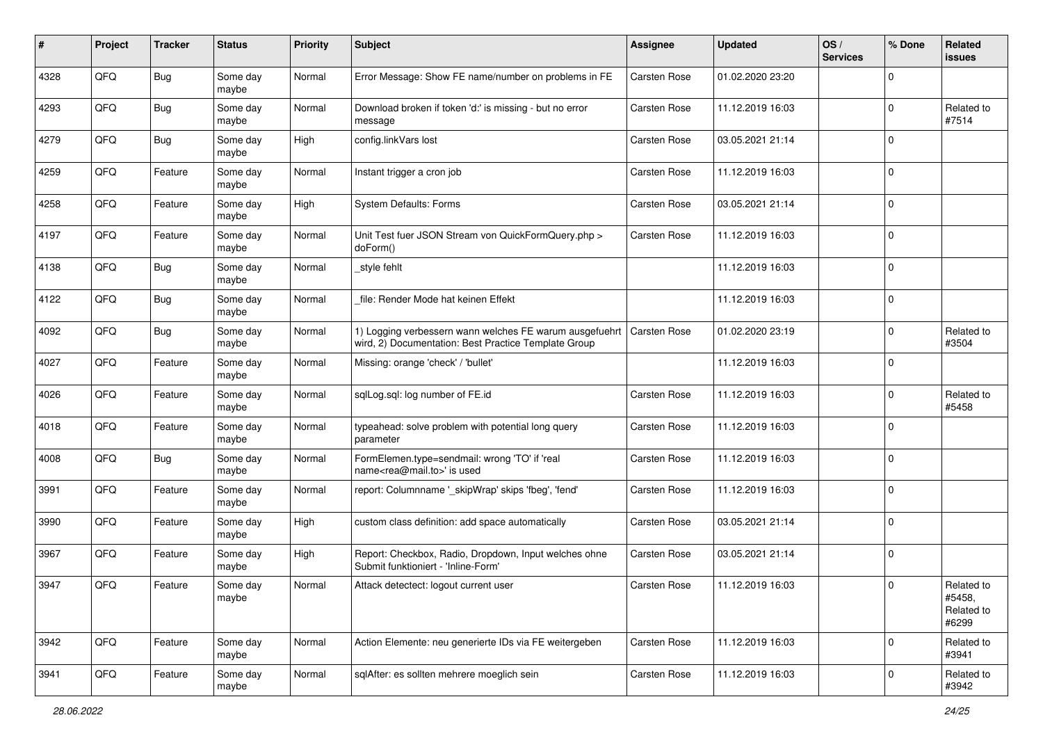| # | Project | Tracker | Status | Priority | Subject | Assignee | Updated | OS / Services | % Done | Related issues |
|---|---|---|---|---|---|---|---|---|---|---|
| 4328 | QFQ | Bug | Some day maybe | Normal | Error Message: Show FE name/number on problems in FE | Carsten Rose | 01.02.2020 23:20 | | 0 | |
| 4293 | QFQ | Bug | Some day maybe | Normal | Download broken if token 'd:' is missing - but no error message | Carsten Rose | 11.12.2019 16:03 | | 0 | Related to #7514 |
| 4279 | QFQ | Bug | Some day maybe | High | config.linkVars lost | Carsten Rose | 03.05.2021 21:14 | | 0 | |
| 4259 | QFQ | Feature | Some day maybe | Normal | Instant trigger a cron job | Carsten Rose | 11.12.2019 16:03 | | 0 | |
| 4258 | QFQ | Feature | Some day maybe | High | System Defaults: Forms | Carsten Rose | 03.05.2021 21:14 | | 0 | |
| 4197 | QFQ | Feature | Some day maybe | Normal | Unit Test fuer JSON Stream von QuickFormQuery.php > doForm() | Carsten Rose | 11.12.2019 16:03 | | 0 | |
| 4138 | QFQ | Bug | Some day maybe | Normal | _style fehlt | | 11.12.2019 16:03 | | 0 | |
| 4122 | QFQ | Bug | Some day maybe | Normal | _file: Render Mode hat keinen Effekt | | 11.12.2019 16:03 | | 0 | |
| 4092 | QFQ | Bug | Some day maybe | Normal | 1) Logging verbessern wann welches FE warum ausgefuehrt wird, 2) Documentation: Best Practice Template Group | Carsten Rose | 01.02.2020 23:19 | | 0 | Related to #3504 |
| 4027 | QFQ | Feature | Some day maybe | Normal | Missing: orange 'check' / 'bullet' | | 11.12.2019 16:03 | | 0 | |
| 4026 | QFQ | Feature | Some day maybe | Normal | sqlLog.sql: log number of FE.id | Carsten Rose | 11.12.2019 16:03 | | 0 | Related to #5458 |
| 4018 | QFQ | Feature | Some day maybe | Normal | typeahead: solve problem with potential long query parameter | Carsten Rose | 11.12.2019 16:03 | | 0 | |
| 4008 | QFQ | Bug | Some day maybe | Normal | FormElemen.type=sendmail: wrong 'TO' if 'real name<rea@mail.to>' is used | Carsten Rose | 11.12.2019 16:03 | | 0 | |
| 3991 | QFQ | Feature | Some day maybe | Normal | report: Columnname '_skipWrap' skips 'fbeg', 'fend' | Carsten Rose | 11.12.2019 16:03 | | 0 | |
| 3990 | QFQ | Feature | Some day maybe | High | custom class definition: add space automatically | Carsten Rose | 03.05.2021 21:14 | | 0 | |
| 3967 | QFQ | Feature | Some day maybe | High | Report: Checkbox, Radio, Dropdown, Input welches ohne Submit funktioniert - 'Inline-Form' | Carsten Rose | 03.05.2021 21:14 | | 0 | |
| 3947 | QFQ | Feature | Some day maybe | Normal | Attack detectect: logout current user | Carsten Rose | 11.12.2019 16:03 | | 0 | Related to #5458, Related to #6299 |
| 3942 | QFQ | Feature | Some day maybe | Normal | Action Elemente: neu generierte IDs via FE weitergeben | Carsten Rose | 11.12.2019 16:03 | | 0 | Related to #3941 |
| 3941 | QFQ | Feature | Some day maybe | Normal | sqlAfter: es sollten mehrere moeglich sein | Carsten Rose | 11.12.2019 16:03 | | 0 | Related to #3942 |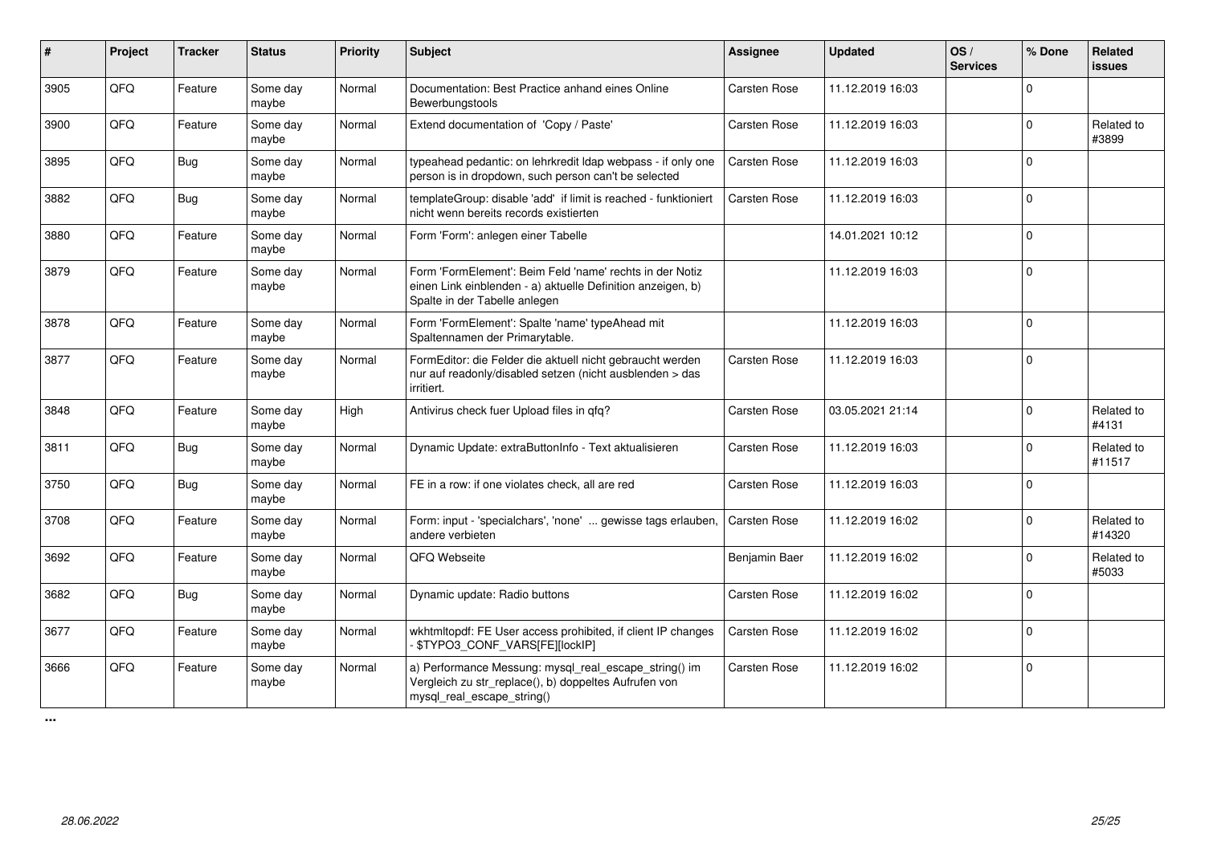| # | Project | Tracker | Status | Priority | Subject | Assignee | Updated | OS / Services | % Done | Related issues |
|---|---|---|---|---|---|---|---|---|---|---|
| 3905 | QFQ | Feature | Some day maybe | Normal | Documentation: Best Practice anhand eines Online Bewerbungstools | Carsten Rose | 11.12.2019 16:03 | | 0 | |
| 3900 | QFQ | Feature | Some day maybe | Normal | Extend documentation of 'Copy / Paste' | Carsten Rose | 11.12.2019 16:03 | | 0 | Related to #3899 |
| 3895 | QFQ | Bug | Some day maybe | Normal | typeahead pedantic: on lehrkredit ldap webpass - if only one person is in dropdown, such person can't be selected | Carsten Rose | 11.12.2019 16:03 | | 0 | |
| 3882 | QFQ | Bug | Some day maybe | Normal | templateGroup: disable 'add' if limit is reached - funktioniert nicht wenn bereits records existierten | Carsten Rose | 11.12.2019 16:03 | | 0 | |
| 3880 | QFQ | Feature | Some day maybe | Normal | Form 'Form': anlegen einer Tabelle | | 14.01.2021 10:12 | | 0 | |
| 3879 | QFQ | Feature | Some day maybe | Normal | Form 'FormElement': Beim Feld 'name' rechts in der Notiz einen Link einblenden - a) aktuelle Definition anzeigen, b) Spalte in der Tabelle anlegen | | 11.12.2019 16:03 | | 0 | |
| 3878 | QFQ | Feature | Some day maybe | Normal | Form 'FormElement': Spalte 'name' typeAhead mit Spaltennamen der Primarytable. | | 11.12.2019 16:03 | | 0 | |
| 3877 | QFQ | Feature | Some day maybe | Normal | FormEditor: die Felder die aktuell nicht gebraucht werden nur auf readonly/disabled setzen (nicht ausblenden > das irritiert. | Carsten Rose | 11.12.2019 16:03 | | 0 | |
| 3848 | QFQ | Feature | Some day maybe | High | Antivirus check fuer Upload files in qfq? | Carsten Rose | 03.05.2021 21:14 | | 0 | Related to #4131 |
| 3811 | QFQ | Bug | Some day maybe | Normal | Dynamic Update: extraButtonInfo - Text aktualisieren | Carsten Rose | 11.12.2019 16:03 | | 0 | Related to #11517 |
| 3750 | QFQ | Bug | Some day maybe | Normal | FE in a row: if one violates check, all are red | Carsten Rose | 11.12.2019 16:03 | | 0 | |
| 3708 | QFQ | Feature | Some day maybe | Normal | Form: input - 'specialchars', 'none' ... gewisse tags erlauben, andere verbieten | Carsten Rose | 11.12.2019 16:02 | | 0 | Related to #14320 |
| 3692 | QFQ | Feature | Some day maybe | Normal | QFQ Webseite | Benjamin Baer | 11.12.2019 16:02 | | 0 | Related to #5033 |
| 3682 | QFQ | Bug | Some day maybe | Normal | Dynamic update: Radio buttons | Carsten Rose | 11.12.2019 16:02 | | 0 | |
| 3677 | QFQ | Feature | Some day maybe | Normal | wkhtmltopdf: FE User access prohibited, if client IP changes - $TYPO3_CONF_VARS[FE][lockIP] | Carsten Rose | 11.12.2019 16:02 | | 0 | |
| 3666 | QFQ | Feature | Some day maybe | Normal | a) Performance Messung: mysql_real_escape_string() im Vergleich zu str_replace(), b) doppeltes Aufrufen von mysql_real_escape_string() | Carsten Rose | 11.12.2019 16:02 | | 0 | |

...